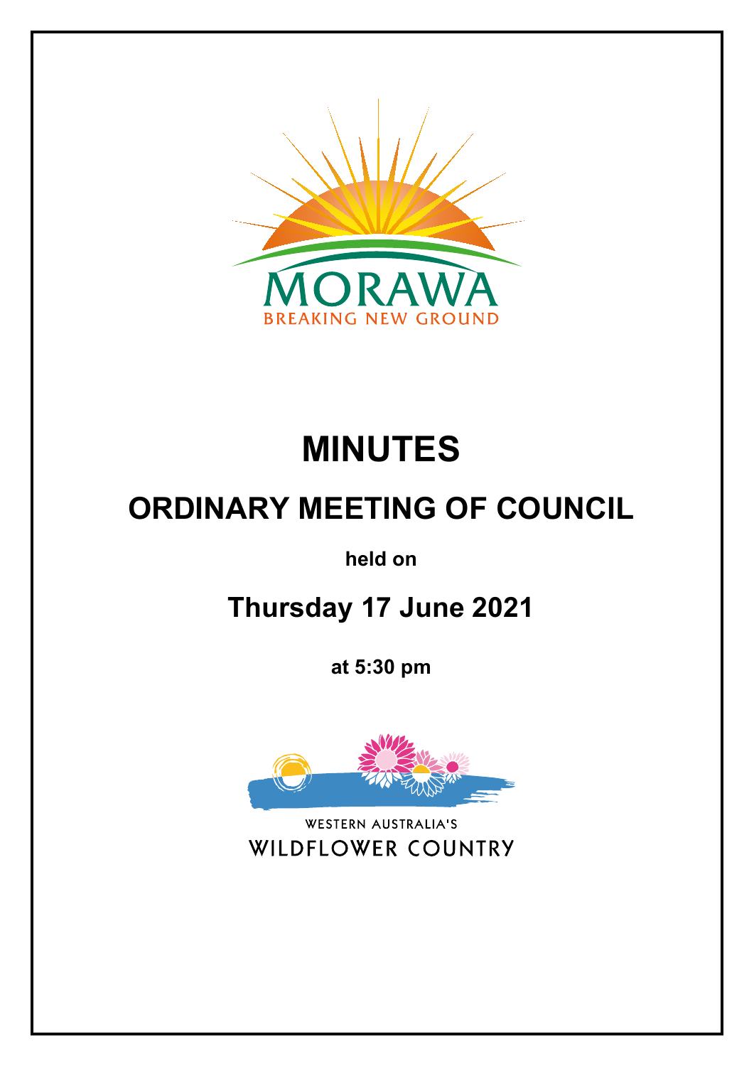MORAWA

BREAKING NEW GROUND

# MINUTES

## ORDINARY MEETING OF COUNCIL

**held on**

## Thursday 17 June 2021

**at 5:30 pm**

WESTERN AUSTRALIA'S

WILDFLOWER COUNTRY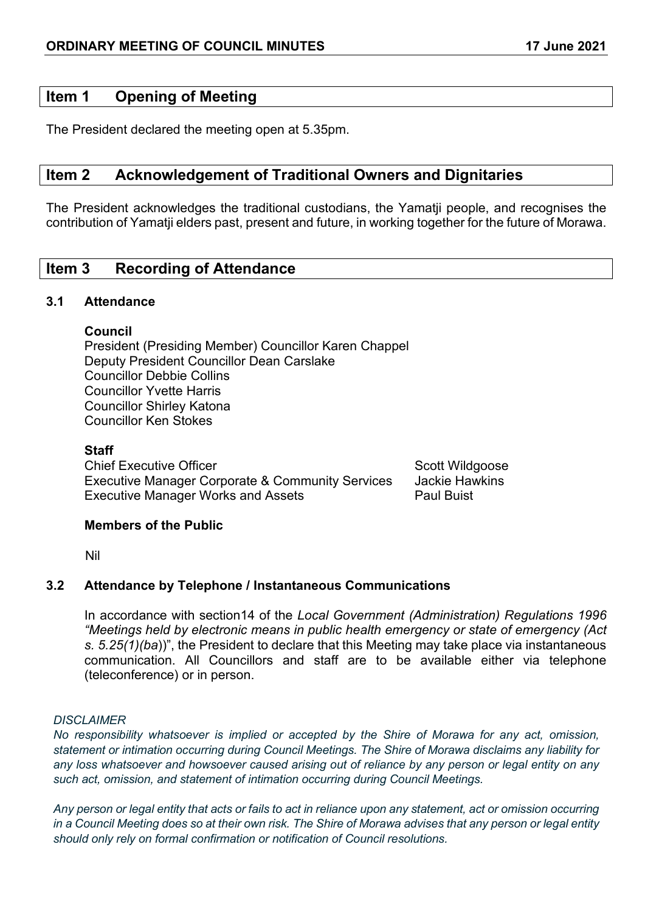## Item 1 Opening of Meeting

The President declared the meeting open at 5.35pm.

## Item 2 Acknowledgement of Traditional Owners and Dignitaries

The President acknowledges the traditional custodians, the Yamatji people, and recognises the contribution of Yamatji elders past, present and future, in working together for the future of Morawa.

## Item 3 Recording of Attendance

### 3.1 Attendance

**Council**
President (Presiding Member) Councillor Karen Chappel
Deputy President Councillor Dean Carslake
Councillor Debbie Collins
Councillor Yvette Harris
Councillor Shirley Katona
Councillor Ken Stokes

**Staff**

| | |
|---|---|
| Chief Executive Officer | Scott Wildgoose |
| Executive Manager Corporate & Community Services | Jackie Hawkins |
| Executive Manager Works and Assets | Paul Buist |

**Members of the Public**

Nil

### 3.2 Attendance by Telephone / Instantaneous Communications

In accordance with section14 of the *Local Government (Administration) Regulations 1996 "Meetings held by electronic means in public health emergency or state of emergency (Act s. 5.25(1)(ba*))", the President to declare that this Meeting may take place via instantaneous communication. All Councillors and staff are to be available either via telephone (teleconference) or in person.

*DISCLAIMER*
*No responsibility whatsoever is implied or accepted by the Shire of Morawa for any act, omission, statement or intimation occurring during Council Meetings. The Shire of Morawa disclaims any liability for any loss whatsoever and howsoever caused arising out of reliance by any person or legal entity on any such act, omission, and statement of intimation occurring during Council Meetings.*

*Any person or legal entity that acts or fails to act in reliance upon any statement, act or omission occurring in a Council Meeting does so at their own risk. The Shire of Morawa advises that any person or legal entity should only rely on formal confirmation or notification of Council resolutions.*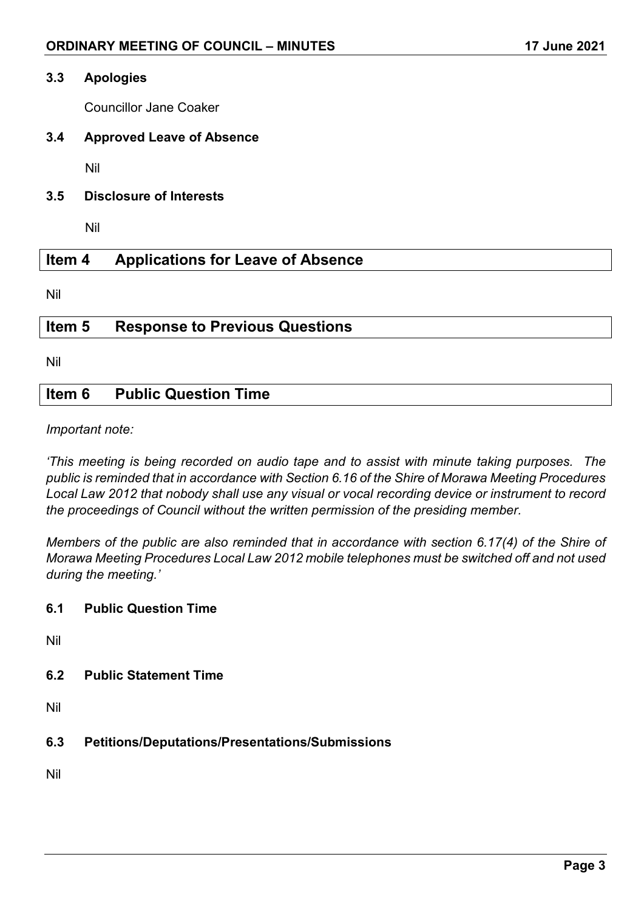### 3.3 Apologies

Councillor Jane Coaker

### 3.4 Approved Leave of Absence

Nil

### 3.5 Disclosure of Interests

Nil

## Item 4 Applications for Leave of Absence

Nil

## Item 5 Response to Previous Questions

Nil

## Item 6 Public Question Time

*Important note:*

*'This meeting is being recorded on audio tape and to assist with minute taking purposes. The public is reminded that in accordance with Section 6.16 of the Shire of Morawa Meeting Procedures Local Law 2012 that nobody shall use any visual or vocal recording device or instrument to record the proceedings of Council without the written permission of the presiding member.*

*Members of the public are also reminded that in accordance with section 6.17(4) of the Shire of Morawa Meeting Procedures Local Law 2012 mobile telephones must be switched off and not used during the meeting.'*

### 6.1 Public Question Time

Nil

### 6.2 Public Statement Time

Nil

### 6.3 Petitions/Deputations/Presentations/Submissions

Nil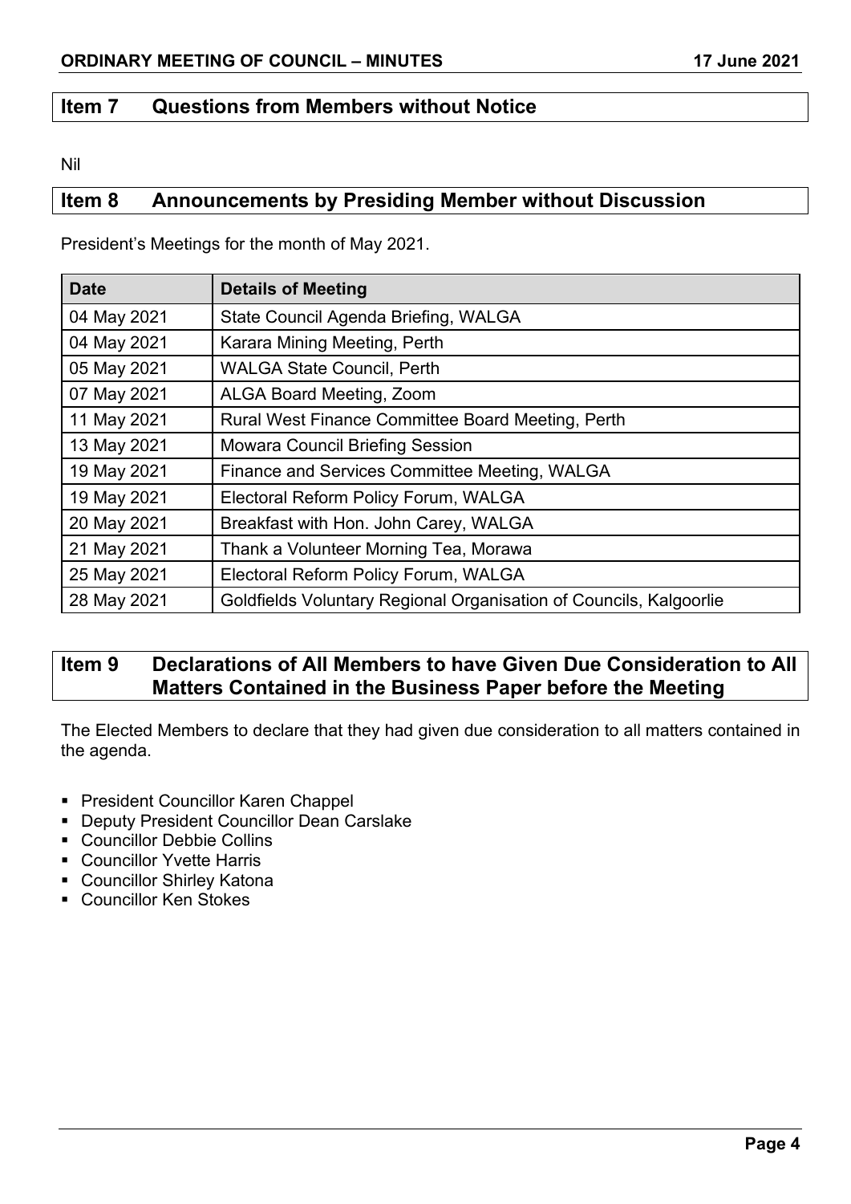## Item 7 Questions from Members without Notice

Nil

## Item 8 Announcements by Presiding Member without Discussion

President's Meetings for the month of May 2021.

| Date | Details of Meeting |
|---|---|
| 04 May 2021 | State Council Agenda Briefing, WALGA |
| 04 May 2021 | Karara Mining Meeting, Perth |
| 05 May 2021 | WALGA State Council, Perth |
| 07 May 2021 | ALGA Board Meeting, Zoom |
| 11 May 2021 | Rural West Finance Committee Board Meeting, Perth |
| 13 May 2021 | Mowara Council Briefing Session |
| 19 May 2021 | Finance and Services Committee Meeting, WALGA |
| 19 May 2021 | Electoral Reform Policy Forum, WALGA |
| 20 May 2021 | Breakfast with Hon. John Carey, WALGA |
| 21 May 2021 | Thank a Volunteer Morning Tea, Morawa |
| 25 May 2021 | Electoral Reform Policy Forum, WALGA |
| 28 May 2021 | Goldfields Voluntary Regional Organisation of Councils, Kalgoorlie |

## Item 9 Declarations of All Members to have Given Due Consideration to All Matters Contained in the Business Paper before the Meeting

The Elected Members to declare that they had given due consideration to all matters contained in the agenda.

- President Councillor Karen Chappel
- Deputy President Councillor Dean Carslake
- Councillor Debbie Collins
- Councillor Yvette Harris
- Councillor Shirley Katona
- Councillor Ken Stokes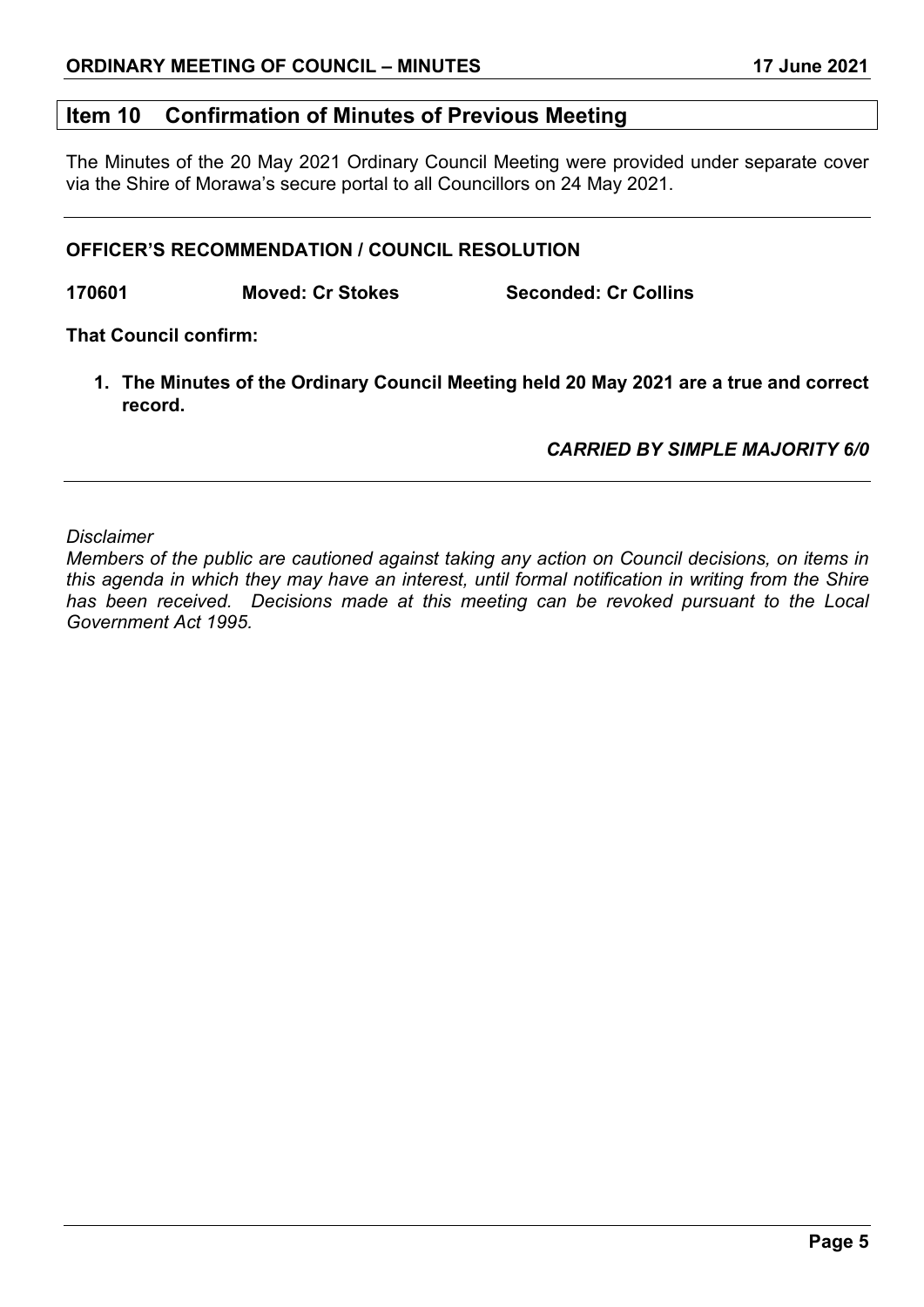## Item 10 Confirmation of Minutes of Previous Meeting

The Minutes of the 20 May 2021 Ordinary Council Meeting were provided under separate cover via the Shire of Morawa's secure portal to all Councillors on 24 May 2021.

---

**OFFICER'S RECOMMENDATION / COUNCIL RESOLUTION**

**170601 Moved: Cr Stokes Seconded: Cr Collins**

**That Council confirm:**

1. **The Minutes of the Ordinary Council Meeting held 20 May 2021 are a true and correct record.**

***CARRIED BY SIMPLE MAJORITY 6/0***

---

*Disclaimer*
*Members of the public are cautioned against taking any action on Council decisions, on items in this agenda in which they may have an interest, until formal notification in writing from the Shire has been received. Decisions made at this meeting can be revoked pursuant to the Local Government Act 1995.*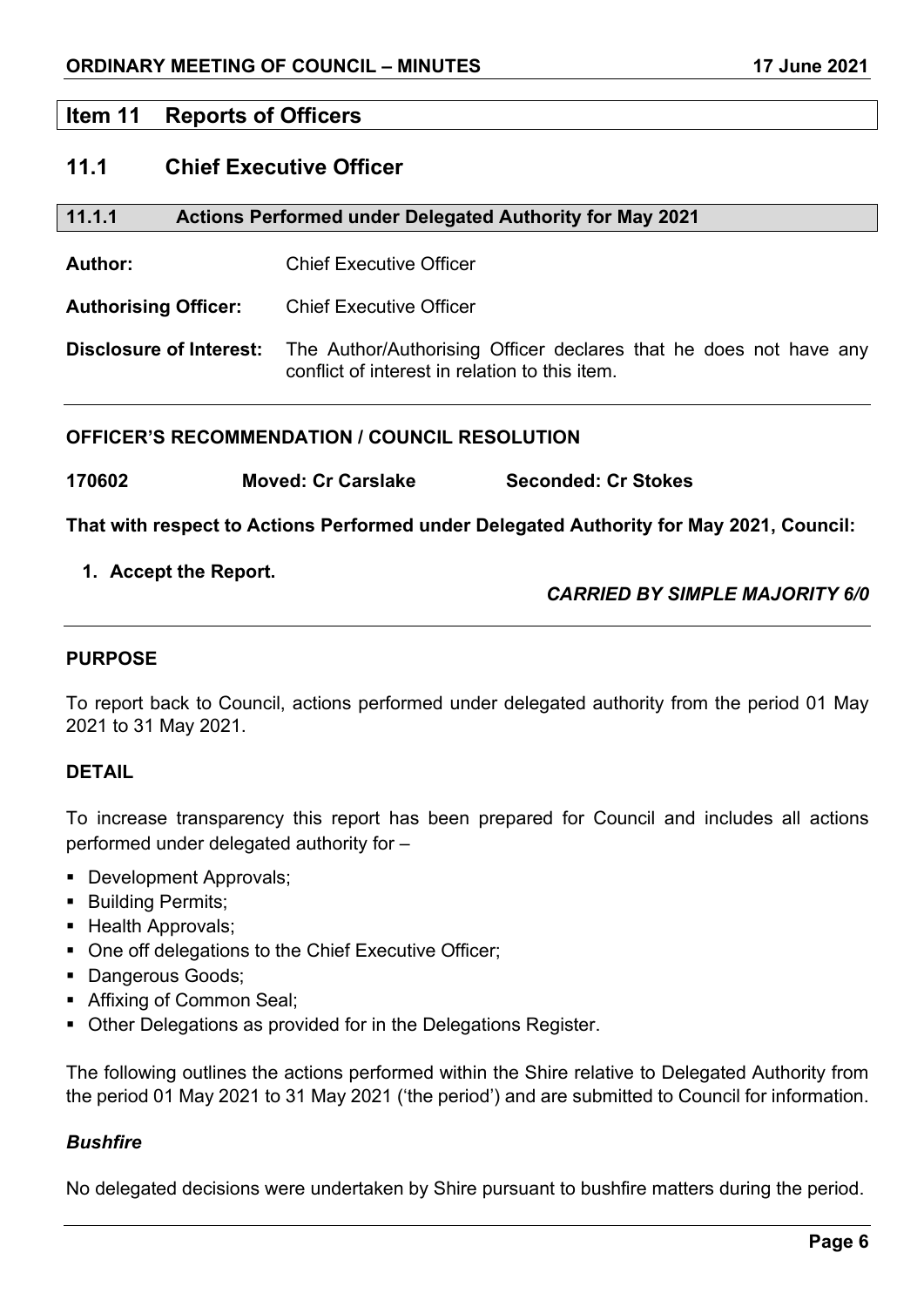## Item 11 Reports of Officers

## 11.1 Chief Executive Officer

### 11.1.1 Actions Performed under Delegated Authority for May 2021

**Author:** Chief Executive Officer

**Authorising Officer:** Chief Executive Officer

**Disclosure of Interest:** The Author/Authorising Officer declares that he does not have any conflict of interest in relation to this item.

---

**OFFICER'S RECOMMENDATION / COUNCIL RESOLUTION**

**170602 Moved: Cr Carslake Seconded: Cr Stokes**

**That with respect to Actions Performed under Delegated Authority for May 2021, Council:**

1. **Accept the Report.**

***CARRIED BY SIMPLE MAJORITY 6/0***

---

**PURPOSE**

To report back to Council, actions performed under delegated authority from the period 01 May 2021 to 31 May 2021.

**DETAIL**

To increase transparency this report has been prepared for Council and includes all actions performed under delegated authority for –

- Development Approvals;
- Building Permits;
- Health Approvals;
- One off delegations to the Chief Executive Officer;
- Dangerous Goods;
- Affixing of Common Seal;
- Other Delegations as provided for in the Delegations Register.

The following outlines the actions performed within the Shire relative to Delegated Authority from the period 01 May 2021 to 31 May 2021 ('the period') and are submitted to Council for information.

***Bushfire***

No delegated decisions were undertaken by Shire pursuant to bushfire matters during the period.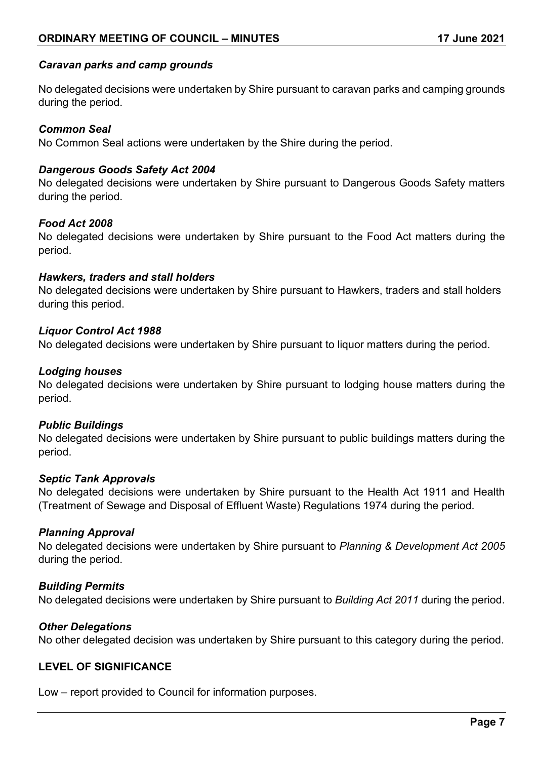### *Caravan parks and camp grounds*

No delegated decisions were undertaken by Shire pursuant to caravan parks and camping grounds during the period.

### *Common Seal*

No Common Seal actions were undertaken by the Shire during the period.

### *Dangerous Goods Safety Act 2004*

No delegated decisions were undertaken by Shire pursuant to Dangerous Goods Safety matters during the period.

### *Food Act 2008*

No delegated decisions were undertaken by Shire pursuant to the Food Act matters during the period.

### *Hawkers, traders and stall holders*

No delegated decisions were undertaken by Shire pursuant to Hawkers, traders and stall holders during this period.

### *Liquor Control Act 1988*

No delegated decisions were undertaken by Shire pursuant to liquor matters during the period.

### *Lodging houses*

No delegated decisions were undertaken by Shire pursuant to lodging house matters during the period.

### *Public Buildings*

No delegated decisions were undertaken by Shire pursuant to public buildings matters during the period.

### *Septic Tank Approvals*

No delegated decisions were undertaken by Shire pursuant to the Health Act 1911 and Health (Treatment of Sewage and Disposal of Effluent Waste) Regulations 1974 during the period.

### *Planning Approval*

No delegated decisions were undertaken by Shire pursuant to *Planning & Development Act 2005* during the period.

### *Building Permits*

No delegated decisions were undertaken by Shire pursuant to *Building Act 2011* during the period.

### *Other Delegations*

No other delegated decision was undertaken by Shire pursuant to this category during the period.

## LEVEL OF SIGNIFICANCE

Low – report provided to Council for information purposes.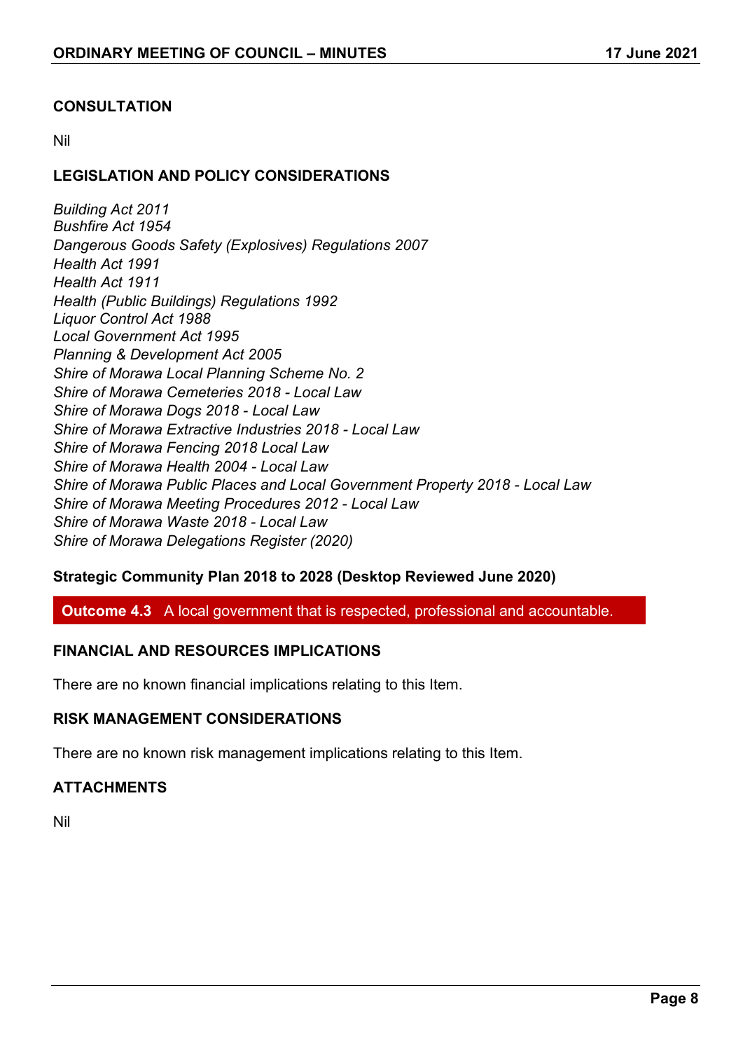**CONSULTATION**

Nil

**LEGISLATION AND POLICY CONSIDERATIONS**

*Building Act 2011*
*Bushfire Act 1954*
*Dangerous Goods Safety (Explosives) Regulations 2007*
*Health Act 1991*
*Health Act 1911*
*Health (Public Buildings) Regulations 1992*
*Liquor Control Act 1988*
*Local Government Act 1995*
*Planning & Development Act 2005*
*Shire of Morawa Local Planning Scheme No. 2*
*Shire of Morawa Cemeteries 2018 - Local Law*
*Shire of Morawa Dogs 2018 - Local Law*
*Shire of Morawa Extractive Industries 2018 - Local Law*
*Shire of Morawa Fencing 2018 Local Law*
*Shire of Morawa Health 2004 - Local Law*
*Shire of Morawa Public Places and Local Government Property 2018 - Local Law*
*Shire of Morawa Meeting Procedures 2012 - Local Law*
*Shire of Morawa Waste 2018 - Local Law*
*Shire of Morawa Delegations Register (2020)*

**Strategic Community Plan 2018 to 2028 (Desktop Reviewed June 2020)**

**Outcome 4.3** A local government that is respected, professional and accountable.

**FINANCIAL AND RESOURCES IMPLICATIONS**

There are no known financial implications relating to this Item.

**RISK MANAGEMENT CONSIDERATIONS**

There are no known risk management implications relating to this Item.

**ATTACHMENTS**

Nil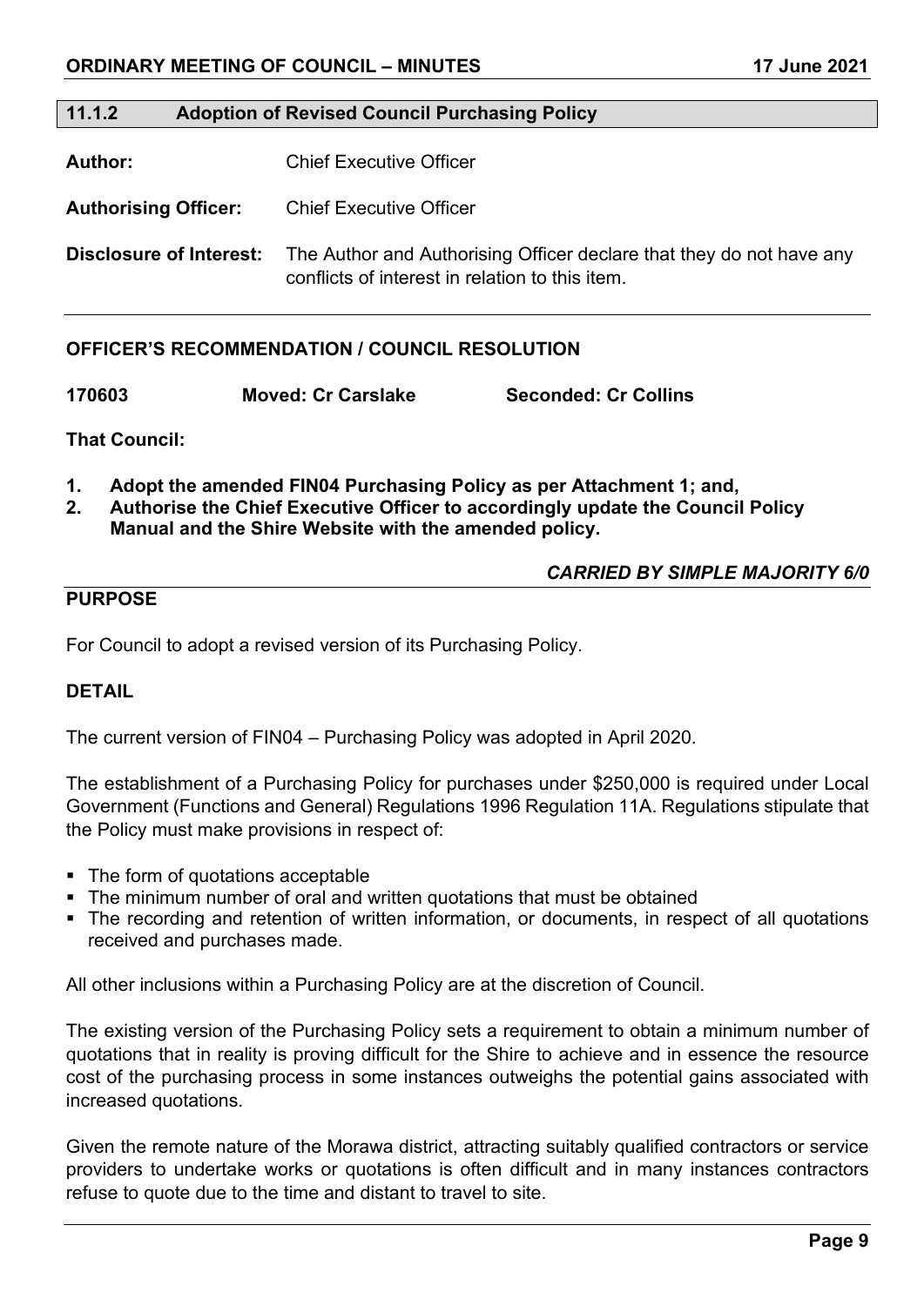## 11.1.2 Adoption of Revised Council Purchasing Policy

**Author:** Chief Executive Officer

**Authorising Officer:** Chief Executive Officer

**Disclosure of Interest:** The Author and Authorising Officer declare that they do not have any conflicts of interest in relation to this item.

### OFFICER'S RECOMMENDATION / COUNCIL RESOLUTION

**170603** **Moved: Cr Carslake** **Seconded: Cr Collins**

**That Council:**

1. **Adopt the amended FIN04 Purchasing Policy as per Attachment 1; and,**
2. **Authorise the Chief Executive Officer to accordingly update the Council Policy Manual and the Shire Website with the amended policy.**

***CARRIED BY SIMPLE MAJORITY 6/0***

### PURPOSE

For Council to adopt a revised version of its Purchasing Policy.

### DETAIL

The current version of FIN04 – Purchasing Policy was adopted in April 2020.

The establishment of a Purchasing Policy for purchases under $250,000 is required under Local Government (Functions and General) Regulations 1996 Regulation 11A. Regulations stipulate that the Policy must make provisions in respect of:

- The form of quotations acceptable
- The minimum number of oral and written quotations that must be obtained
- The recording and retention of written information, or documents, in respect of all quotations received and purchases made.

All other inclusions within a Purchasing Policy are at the discretion of Council.

The existing version of the Purchasing Policy sets a requirement to obtain a minimum number of quotations that in reality is proving difficult for the Shire to achieve and in essence the resource cost of the purchasing process in some instances outweighs the potential gains associated with increased quotations.

Given the remote nature of the Morawa district, attracting suitably qualified contractors or service providers to undertake works or quotations is often difficult and in many instances contractors refuse to quote due to the time and distant to travel to site.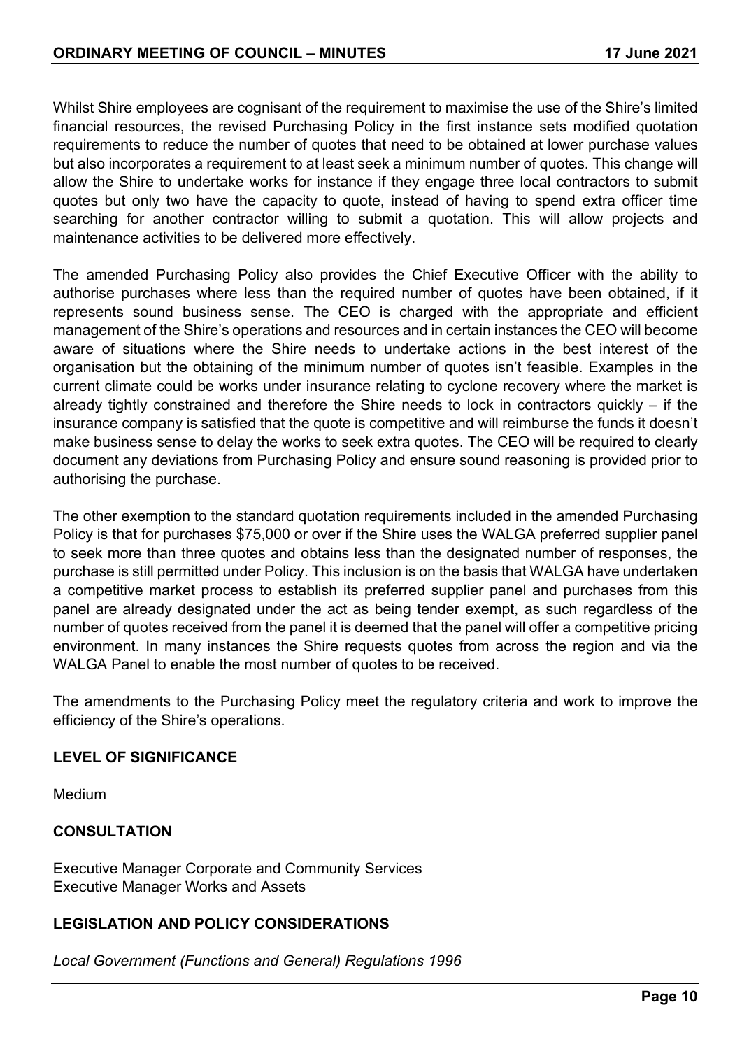Whilst Shire employees are cognisant of the requirement to maximise the use of the Shire's limited financial resources, the revised Purchasing Policy in the first instance sets modified quotation requirements to reduce the number of quotes that need to be obtained at lower purchase values but also incorporates a requirement to at least seek a minimum number of quotes. This change will allow the Shire to undertake works for instance if they engage three local contractors to submit quotes but only two have the capacity to quote, instead of having to spend extra officer time searching for another contractor willing to submit a quotation. This will allow projects and maintenance activities to be delivered more effectively.

The amended Purchasing Policy also provides the Chief Executive Officer with the ability to authorise purchases where less than the required number of quotes have been obtained, if it represents sound business sense. The CEO is charged with the appropriate and efficient management of the Shire's operations and resources and in certain instances the CEO will become aware of situations where the Shire needs to undertake actions in the best interest of the organisation but the obtaining of the minimum number of quotes isn't feasible. Examples in the current climate could be works under insurance relating to cyclone recovery where the market is already tightly constrained and therefore the Shire needs to lock in contractors quickly – if the insurance company is satisfied that the quote is competitive and will reimburse the funds it doesn't make business sense to delay the works to seek extra quotes. The CEO will be required to clearly document any deviations from Purchasing Policy and ensure sound reasoning is provided prior to authorising the purchase.

The other exemption to the standard quotation requirements included in the amended Purchasing Policy is that for purchases $75,000 or over if the Shire uses the WALGA preferred supplier panel to seek more than three quotes and obtains less than the designated number of responses, the purchase is still permitted under Policy. This inclusion is on the basis that WALGA have undertaken a competitive market process to establish its preferred supplier panel and purchases from this panel are already designated under the act as being tender exempt, as such regardless of the number of quotes received from the panel it is deemed that the panel will offer a competitive pricing environment. In many instances the Shire requests quotes from across the region and via the WALGA Panel to enable the most number of quotes to be received.

The amendments to the Purchasing Policy meet the regulatory criteria and work to improve the efficiency of the Shire's operations.

## LEVEL OF SIGNIFICANCE

Medium

## CONSULTATION

Executive Manager Corporate and Community Services
Executive Manager Works and Assets

## LEGISLATION AND POLICY CONSIDERATIONS

*Local Government (Functions and General) Regulations 1996*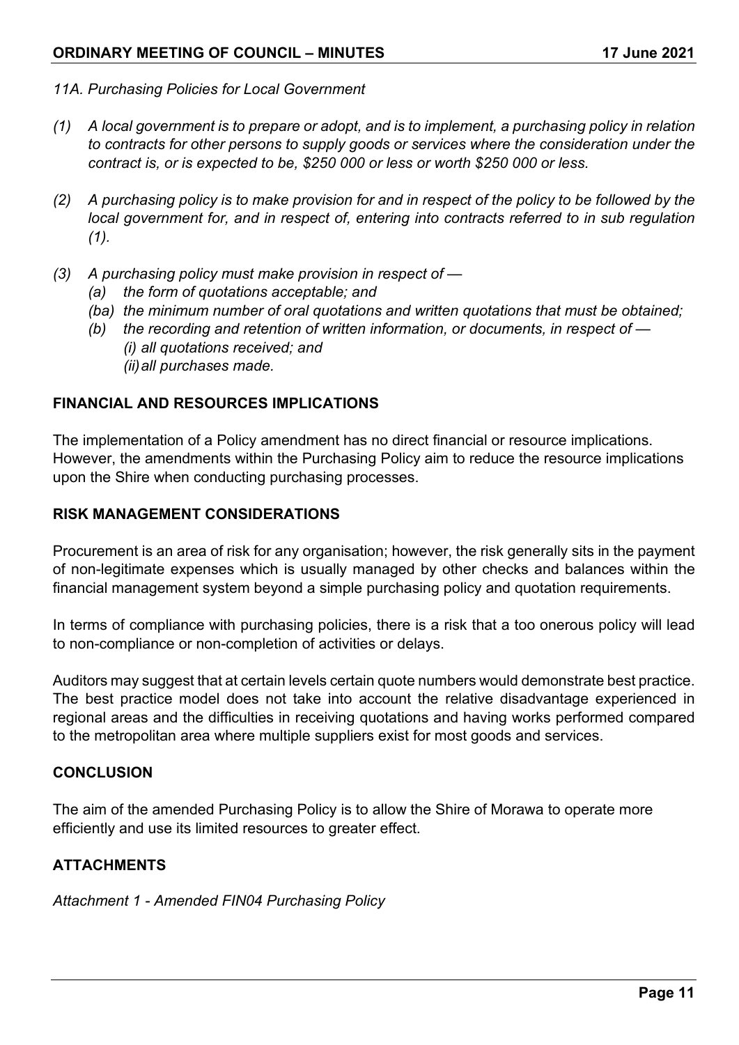*11A. Purchasing Policies for Local Government*

*(1) A local government is to prepare or adopt, and is to implement, a purchasing policy in relation to contracts for other persons to supply goods or services where the consideration under the contract is, or is expected to be, $250 000 or less or worth $250 000 or less.*

*(2) A purchasing policy is to make provision for and in respect of the policy to be followed by the local government for, and in respect of, entering into contracts referred to in sub regulation (1).*

*(3) A purchasing policy must make provision in respect of —*
  - *(a) the form of quotations acceptable; and*
  - *(ba) the minimum number of oral quotations and written quotations that must be obtained;*
  - *(b) the recording and retention of written information, or documents, in respect of —*
    - *(i) all quotations received; and*
    - *(ii) all purchases made.*

## FINANCIAL AND RESOURCES IMPLICATIONS

The implementation of a Policy amendment has no direct financial or resource implications. However, the amendments within the Purchasing Policy aim to reduce the resource implications upon the Shire when conducting purchasing processes.

## RISK MANAGEMENT CONSIDERATIONS

Procurement is an area of risk for any organisation; however, the risk generally sits in the payment of non-legitimate expenses which is usually managed by other checks and balances within the financial management system beyond a simple purchasing policy and quotation requirements.

In terms of compliance with purchasing policies, there is a risk that a too onerous policy will lead to non-compliance or non-completion of activities or delays.

Auditors may suggest that at certain levels certain quote numbers would demonstrate best practice. The best practice model does not take into account the relative disadvantage experienced in regional areas and the difficulties in receiving quotations and having works performed compared to the metropolitan area where multiple suppliers exist for most goods and services.

## CONCLUSION

The aim of the amended Purchasing Policy is to allow the Shire of Morawa to operate more efficiently and use its limited resources to greater effect.

## ATTACHMENTS

*Attachment 1 - Amended FIN04 Purchasing Policy*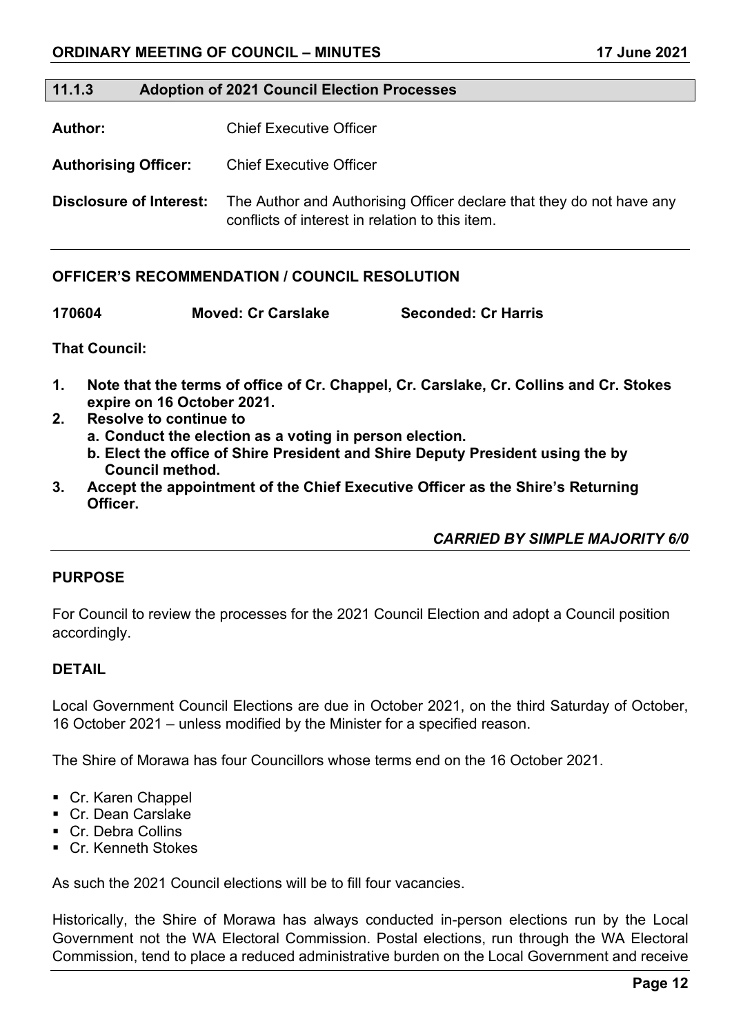## 11.1.3 Adoption of 2021 Council Election Processes

**Author:** Chief Executive Officer

**Authorising Officer:** Chief Executive Officer

**Disclosure of Interest:** The Author and Authorising Officer declare that they do not have any conflicts of interest in relation to this item.

### OFFICER'S RECOMMENDATION / COUNCIL RESOLUTION

**170604 Moved: Cr Carslake Seconded: Cr Harris**

**That Council:**

1. **Note that the terms of office of Cr. Chappel, Cr. Carslake, Cr. Collins and Cr. Stokes expire on 16 October 2021.**
2. **Resolve to continue to**
   - **a. Conduct the election as a voting in person election.**
   - **b. Elect the office of Shire President and Shire Deputy President using the by Council method.**
3. **Accept the appointment of the Chief Executive Officer as the Shire's Returning Officer.**

***CARRIED BY SIMPLE MAJORITY 6/0***

### PURPOSE

For Council to review the processes for the 2021 Council Election and adopt a Council position accordingly.

### DETAIL

Local Government Council Elections are due in October 2021, on the third Saturday of October, 16 October 2021 – unless modified by the Minister for a specified reason.

The Shire of Morawa has four Councillors whose terms end on the 16 October 2021.

- Cr. Karen Chappel
- Cr. Dean Carslake
- Cr. Debra Collins
- Cr. Kenneth Stokes

As such the 2021 Council elections will be to fill four vacancies.

Historically, the Shire of Morawa has always conducted in-person elections run by the Local Government not the WA Electoral Commission. Postal elections, run through the WA Electoral Commission, tend to place a reduced administrative burden on the Local Government and receive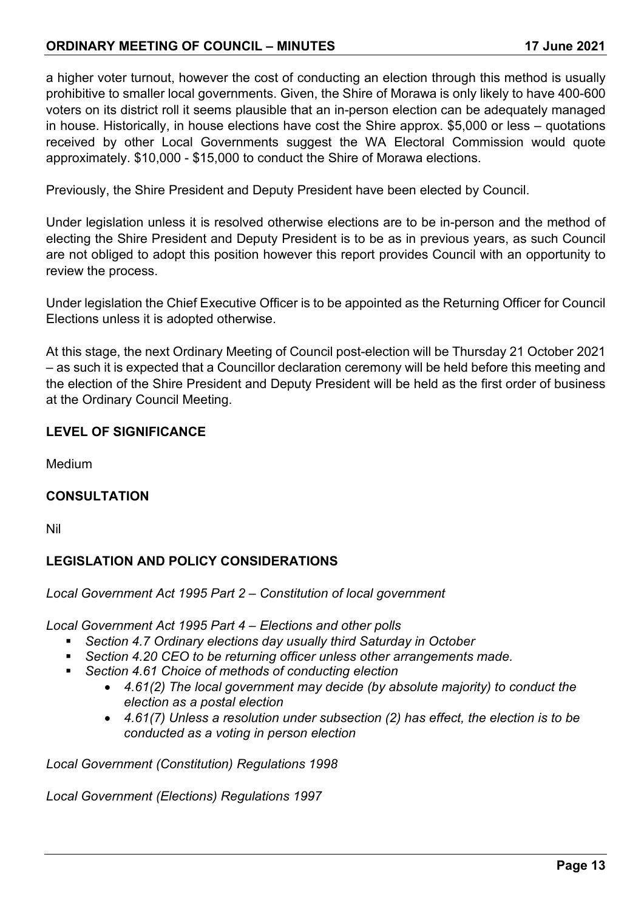a higher voter turnout, however the cost of conducting an election through this method is usually prohibitive to smaller local governments. Given, the Shire of Morawa is only likely to have 400-600 voters on its district roll it seems plausible that an in-person election can be adequately managed in house. Historically, in house elections have cost the Shire approx. $5,000 or less – quotations received by other Local Governments suggest the WA Electoral Commission would quote approximately. $10,000 - $15,000 to conduct the Shire of Morawa elections.

Previously, the Shire President and Deputy President have been elected by Council.

Under legislation unless it is resolved otherwise elections are to be in-person and the method of electing the Shire President and Deputy President is to be as in previous years, as such Council are not obliged to adopt this position however this report provides Council with an opportunity to review the process.

Under legislation the Chief Executive Officer is to be appointed as the Returning Officer for Council Elections unless it is adopted otherwise.

At this stage, the next Ordinary Meeting of Council post-election will be Thursday 21 October 2021 – as such it is expected that a Councillor declaration ceremony will be held before this meeting and the election of the Shire President and Deputy President will be held as the first order of business at the Ordinary Council Meeting.

**LEVEL OF SIGNIFICANCE**

Medium

**CONSULTATION**

Nil

**LEGISLATION AND POLICY CONSIDERATIONS**

*Local Government Act 1995 Part 2 – Constitution of local government*

*Local Government Act 1995 Part 4 – Elections and other polls*

- *Section 4.7 Ordinary elections day usually third Saturday in October*
- *Section 4.20 CEO to be returning officer unless other arrangements made.*
- *Section 4.61 Choice of methods of conducting election*
    - *4.61(2) The local government may decide (by absolute majority) to conduct the election as a postal election*
    - *4.61(7) Unless a resolution under subsection (2) has effect, the election is to be conducted as a voting in person election*

*Local Government (Constitution) Regulations 1998*

*Local Government (Elections) Regulations 1997*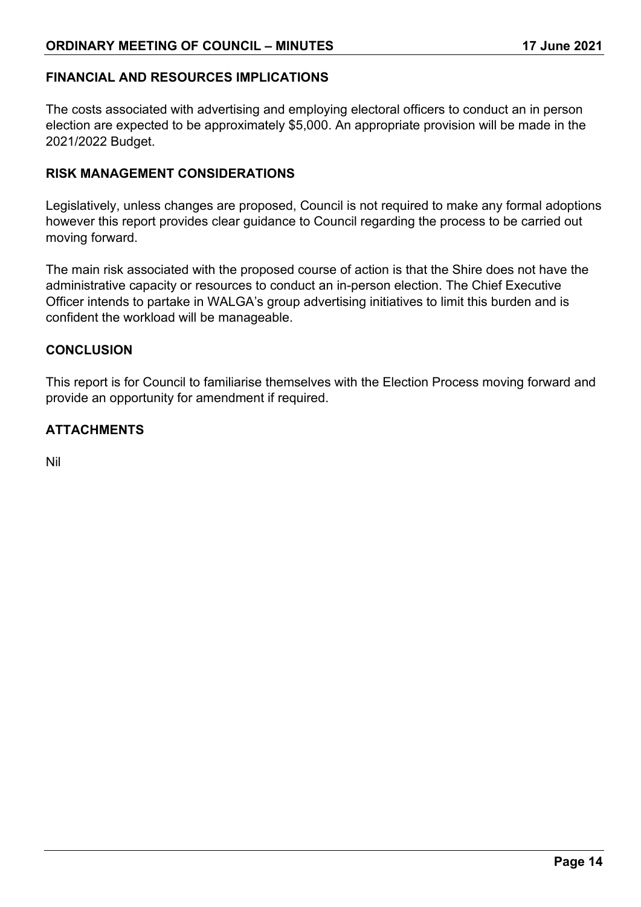## FINANCIAL AND RESOURCES IMPLICATIONS

The costs associated with advertising and employing electoral officers to conduct an in person election are expected to be approximately $5,000. An appropriate provision will be made in the 2021/2022 Budget.

## RISK MANAGEMENT CONSIDERATIONS

Legislatively, unless changes are proposed, Council is not required to make any formal adoptions however this report provides clear guidance to Council regarding the process to be carried out moving forward.

The main risk associated with the proposed course of action is that the Shire does not have the administrative capacity or resources to conduct an in-person election. The Chief Executive Officer intends to partake in WALGA's group advertising initiatives to limit this burden and is confident the workload will be manageable.

## CONCLUSION

This report is for Council to familiarise themselves with the Election Process moving forward and provide an opportunity for amendment if required.

## ATTACHMENTS

Nil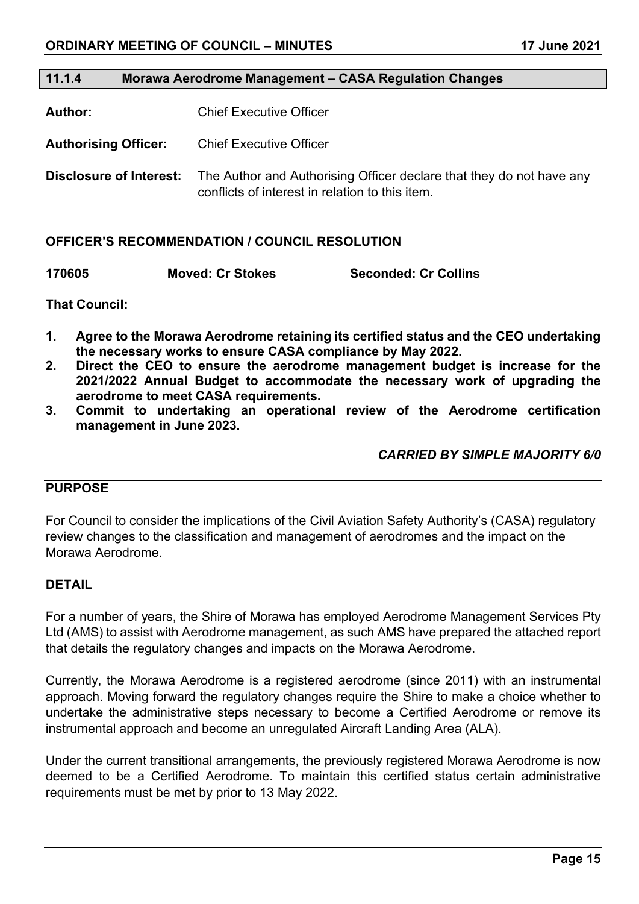## 11.1.4 Morawa Aerodrome Management – CASA Regulation Changes

**Author:** Chief Executive Officer

**Authorising Officer:** Chief Executive Officer

**Disclosure of Interest:** The Author and Authorising Officer declare that they do not have any conflicts of interest in relation to this item.

### OFFICER'S RECOMMENDATION / COUNCIL RESOLUTION

**170605 Moved: Cr Stokes Seconded: Cr Collins**

**That Council:**

1. **Agree to the Morawa Aerodrome retaining its certified status and the CEO undertaking the necessary works to ensure CASA compliance by May 2022.**
2. **Direct the CEO to ensure the aerodrome management budget is increase for the 2021/2022 Annual Budget to accommodate the necessary work of upgrading the aerodrome to meet CASA requirements.**
3. **Commit to undertaking an operational review of the Aerodrome certification management in June 2023.**

***CARRIED BY SIMPLE MAJORITY 6/0***

### PURPOSE

For Council to consider the implications of the Civil Aviation Safety Authority's (CASA) regulatory review changes to the classification and management of aerodromes and the impact on the Morawa Aerodrome.

### DETAIL

For a number of years, the Shire of Morawa has employed Aerodrome Management Services Pty Ltd (AMS) to assist with Aerodrome management, as such AMS have prepared the attached report that details the regulatory changes and impacts on the Morawa Aerodrome.

Currently, the Morawa Aerodrome is a registered aerodrome (since 2011) with an instrumental approach. Moving forward the regulatory changes require the Shire to make a choice whether to undertake the administrative steps necessary to become a Certified Aerodrome or remove its instrumental approach and become an unregulated Aircraft Landing Area (ALA).

Under the current transitional arrangements, the previously registered Morawa Aerodrome is now deemed to be a Certified Aerodrome. To maintain this certified status certain administrative requirements must be met by prior to 13 May 2022.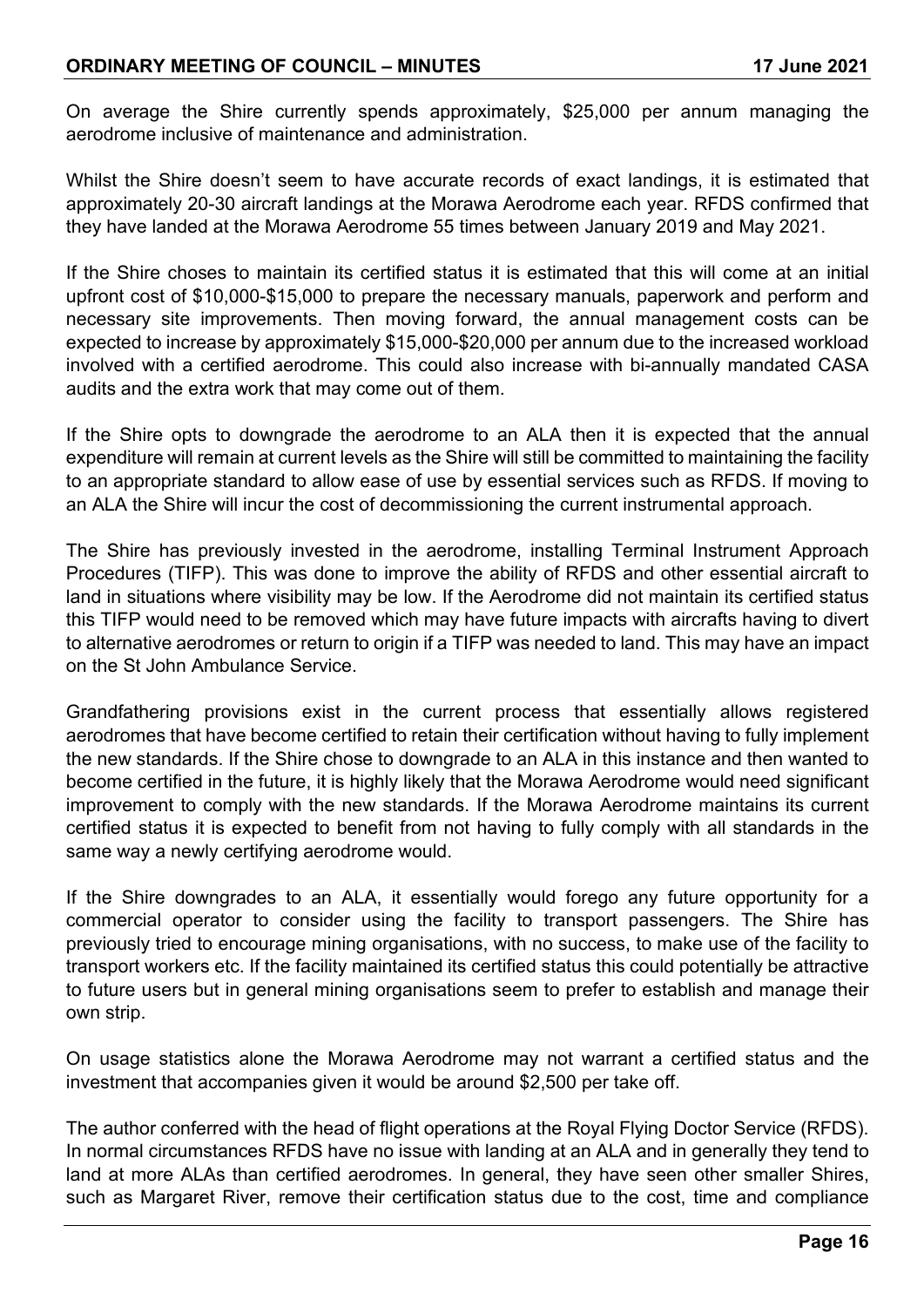On average the Shire currently spends approximately, $25,000 per annum managing the aerodrome inclusive of maintenance and administration.

Whilst the Shire doesn't seem to have accurate records of exact landings, it is estimated that approximately 20-30 aircraft landings at the Morawa Aerodrome each year. RFDS confirmed that they have landed at the Morawa Aerodrome 55 times between January 2019 and May 2021.

If the Shire choses to maintain its certified status it is estimated that this will come at an initial upfront cost of $10,000-$15,000 to prepare the necessary manuals, paperwork and perform and necessary site improvements. Then moving forward, the annual management costs can be expected to increase by approximately $15,000-$20,000 per annum due to the increased workload involved with a certified aerodrome. This could also increase with bi-annually mandated CASA audits and the extra work that may come out of them.

If the Shire opts to downgrade the aerodrome to an ALA then it is expected that the annual expenditure will remain at current levels as the Shire will still be committed to maintaining the facility to an appropriate standard to allow ease of use by essential services such as RFDS. If moving to an ALA the Shire will incur the cost of decommissioning the current instrumental approach.

The Shire has previously invested in the aerodrome, installing Terminal Instrument Approach Procedures (TIFP). This was done to improve the ability of RFDS and other essential aircraft to land in situations where visibility may be low. If the Aerodrome did not maintain its certified status this TIFP would need to be removed which may have future impacts with aircrafts having to divert to alternative aerodromes or return to origin if a TIFP was needed to land. This may have an impact on the St John Ambulance Service.

Grandfathering provisions exist in the current process that essentially allows registered aerodromes that have become certified to retain their certification without having to fully implement the new standards. If the Shire chose to downgrade to an ALA in this instance and then wanted to become certified in the future, it is highly likely that the Morawa Aerodrome would need significant improvement to comply with the new standards. If the Morawa Aerodrome maintains its current certified status it is expected to benefit from not having to fully comply with all standards in the same way a newly certifying aerodrome would.

If the Shire downgrades to an ALA, it essentially would forego any future opportunity for a commercial operator to consider using the facility to transport passengers. The Shire has previously tried to encourage mining organisations, with no success, to make use of the facility to transport workers etc. If the facility maintained its certified status this could potentially be attractive to future users but in general mining organisations seem to prefer to establish and manage their own strip.

On usage statistics alone the Morawa Aerodrome may not warrant a certified status and the investment that accompanies given it would be around $2,500 per take off.

The author conferred with the head of flight operations at the Royal Flying Doctor Service (RFDS). In normal circumstances RFDS have no issue with landing at an ALA and in generally they tend to land at more ALAs than certified aerodromes. In general, they have seen other smaller Shires, such as Margaret River, remove their certification status due to the cost, time and compliance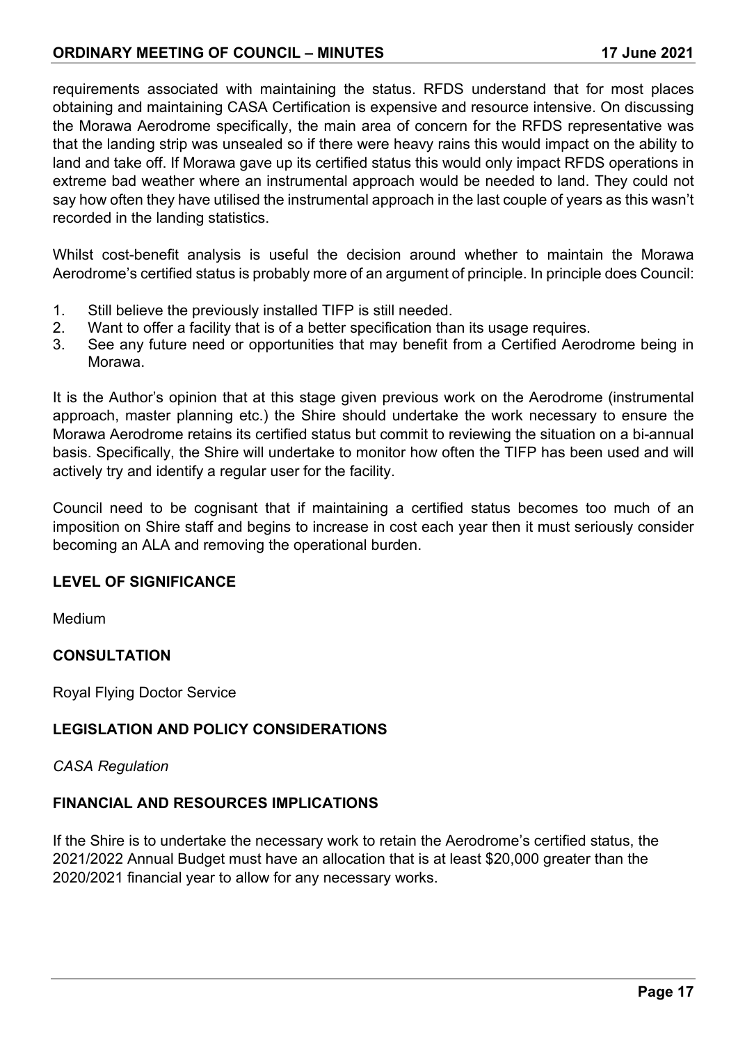requirements associated with maintaining the status. RFDS understand that for most places obtaining and maintaining CASA Certification is expensive and resource intensive. On discussing the Morawa Aerodrome specifically, the main area of concern for the RFDS representative was that the landing strip was unsealed so if there were heavy rains this would impact on the ability to land and take off. If Morawa gave up its certified status this would only impact RFDS operations in extreme bad weather where an instrumental approach would be needed to land. They could not say how often they have utilised the instrumental approach in the last couple of years as this wasn't recorded in the landing statistics.

Whilst cost-benefit analysis is useful the decision around whether to maintain the Morawa Aerodrome's certified status is probably more of an argument of principle. In principle does Council:

1. Still believe the previously installed TIFP is still needed.
2. Want to offer a facility that is of a better specification than its usage requires.
3. See any future need or opportunities that may benefit from a Certified Aerodrome being in Morawa.

It is the Author's opinion that at this stage given previous work on the Aerodrome (instrumental approach, master planning etc.) the Shire should undertake the work necessary to ensure the Morawa Aerodrome retains its certified status but commit to reviewing the situation on a bi-annual basis. Specifically, the Shire will undertake to monitor how often the TIFP has been used and will actively try and identify a regular user for the facility.

Council need to be cognisant that if maintaining a certified status becomes too much of an imposition on Shire staff and begins to increase in cost each year then it must seriously consider becoming an ALA and removing the operational burden.

**LEVEL OF SIGNIFICANCE**

Medium

**CONSULTATION**

Royal Flying Doctor Service

**LEGISLATION AND POLICY CONSIDERATIONS**

*CASA Regulation*

**FINANCIAL AND RESOURCES IMPLICATIONS**

If the Shire is to undertake the necessary work to retain the Aerodrome's certified status, the 2021/2022 Annual Budget must have an allocation that is at least $20,000 greater than the 2020/2021 financial year to allow for any necessary works.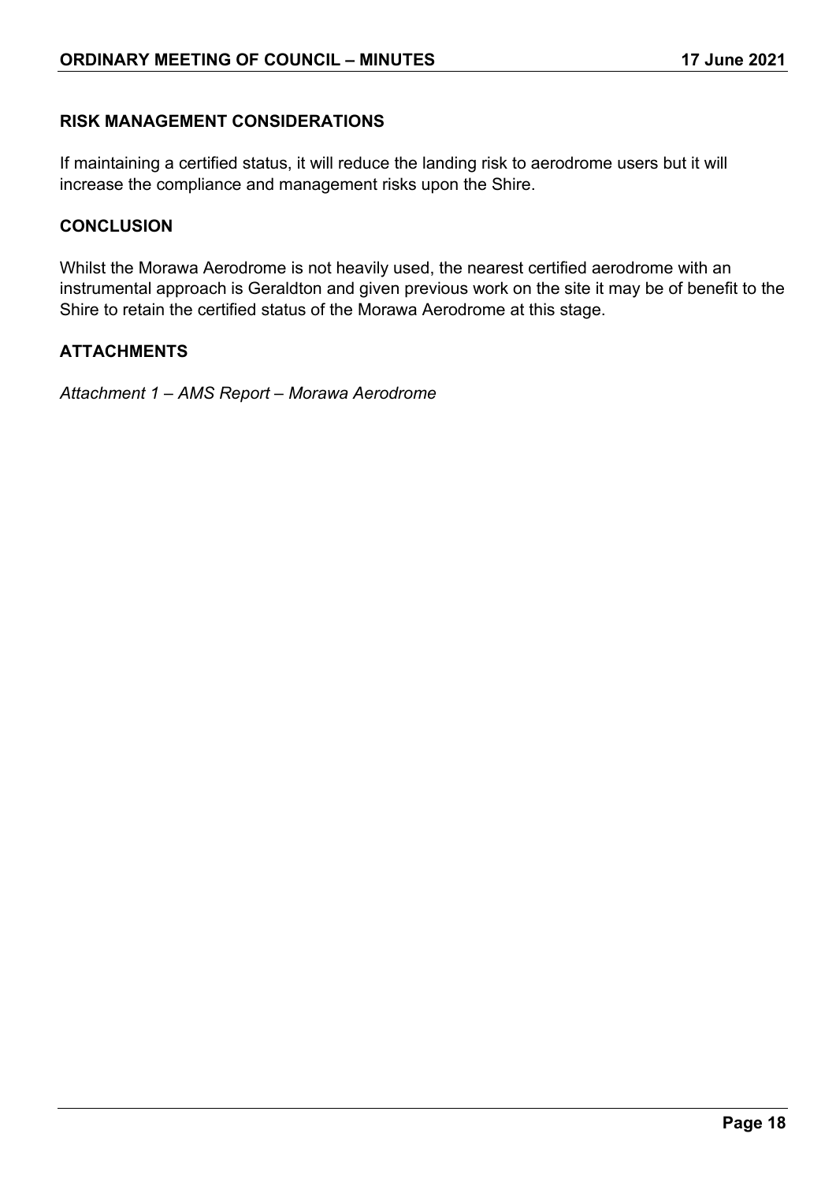## RISK MANAGEMENT CONSIDERATIONS

If maintaining a certified status, it will reduce the landing risk to aerodrome users but it will increase the compliance and management risks upon the Shire.

## CONCLUSION

Whilst the Morawa Aerodrome is not heavily used, the nearest certified aerodrome with an instrumental approach is Geraldton and given previous work on the site it may be of benefit to the Shire to retain the certified status of the Morawa Aerodrome at this stage.

## ATTACHMENTS

*Attachment 1 – AMS Report – Morawa Aerodrome*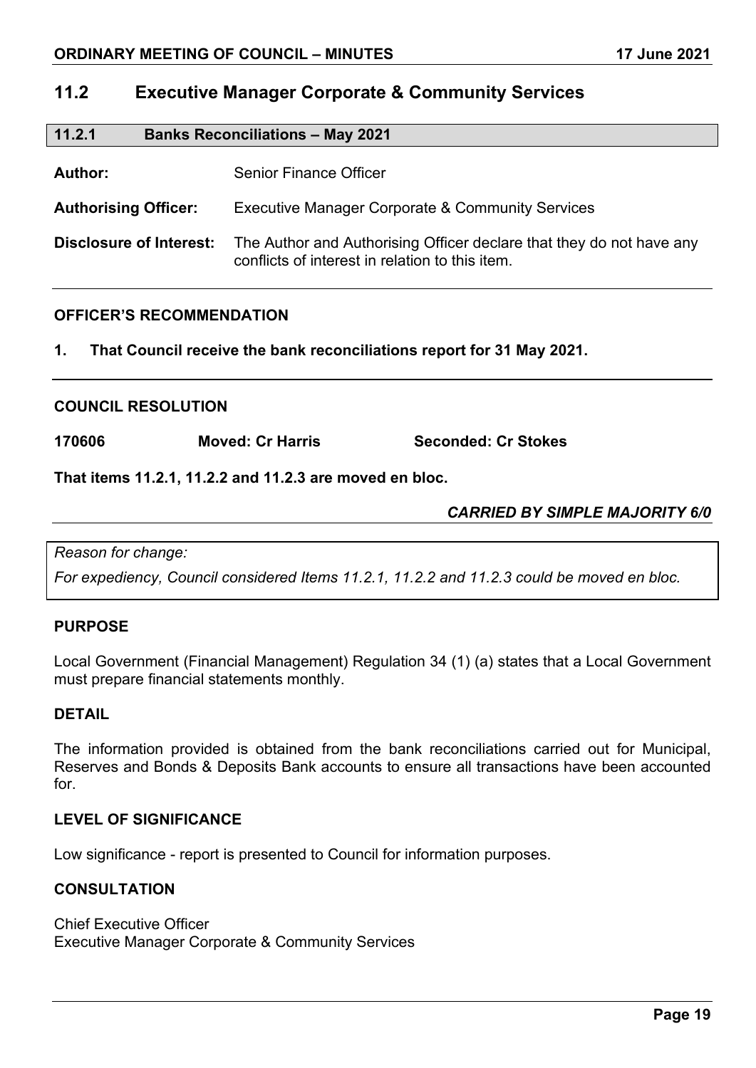## 11.2 Executive Manager Corporate & Community Services

### 11.2.1 Banks Reconciliations – May 2021

**Author:** Senior Finance Officer

**Authorising Officer:** Executive Manager Corporate & Community Services

**Disclosure of Interest:** The Author and Authorising Officer declare that they do not have any conflicts of interest in relation to this item.

**OFFICER'S RECOMMENDATION**

**1. That Council receive the bank reconciliations report for 31 May 2021.**

**COUNCIL RESOLUTION**

**170606 Moved: Cr Harris Seconded: Cr Stokes**

**That items 11.2.1, 11.2.2 and 11.2.3 are moved en bloc.**

***CARRIED BY SIMPLE MAJORITY 6/0***

*Reason for change:*

*For expediency, Council considered Items 11.2.1, 11.2.2 and 11.2.3 could be moved en bloc.*

**PURPOSE**

Local Government (Financial Management) Regulation 34 (1) (a) states that a Local Government must prepare financial statements monthly.

**DETAIL**

The information provided is obtained from the bank reconciliations carried out for Municipal, Reserves and Bonds & Deposits Bank accounts to ensure all transactions have been accounted for.

**LEVEL OF SIGNIFICANCE**

Low significance - report is presented to Council for information purposes.

**CONSULTATION**

Chief Executive Officer
Executive Manager Corporate & Community Services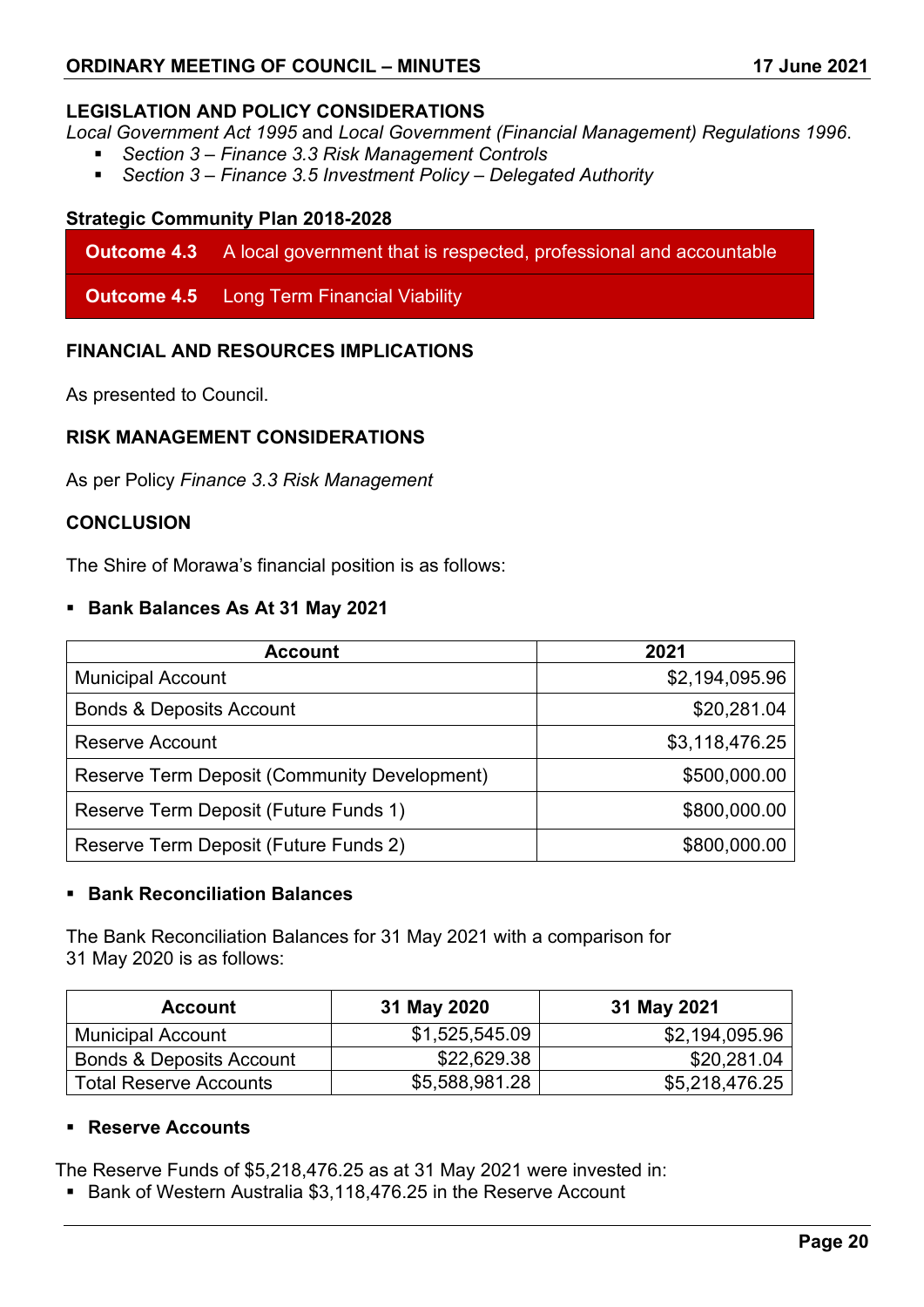### LEGISLATION AND POLICY CONSIDERATIONS

*Local Government Act 1995* and *Local Government (Financial Management) Regulations 1996*.

- *Section 3 – Finance 3.3 Risk Management Controls*
- *Section 3 – Finance 3.5 Investment Policy – Delegated Authority*

### Strategic Community Plan 2018-2028

| | |
|---|---|
| **Outcome 4.3** | A local government that is respected, professional and accountable |
| **Outcome 4.5** | Long Term Financial Viability |

### FINANCIAL AND RESOURCES IMPLICATIONS

As presented to Council.

### RISK MANAGEMENT CONSIDERATIONS

As per Policy *Finance 3.3 Risk Management*

### CONCLUSION

The Shire of Morawa's financial position is as follows:

- **Bank Balances As At 31 May 2021**

| Account | 2021 |
|---|---|
| Municipal Account | $2,194,095.96 |
| Bonds & Deposits Account | $20,281.04 |
| Reserve Account | $3,118,476.25 |
| Reserve Term Deposit (Community Development) | $500,000.00 |
| Reserve Term Deposit (Future Funds 1) | $800,000.00 |
| Reserve Term Deposit (Future Funds 2) | $800,000.00 |

- **Bank Reconciliation Balances**

The Bank Reconciliation Balances for 31 May 2021 with a comparison for 31 May 2020 is as follows:

| Account | 31 May 2020 | 31 May 2021 |
|---|---|---|
| Municipal Account | $1,525,545.09 | $2,194,095.96 |
| Bonds & Deposits Account | $22,629.38 | $20,281.04 |
| Total Reserve Accounts | $5,588,981.28 | $5,218,476.25 |

- **Reserve Accounts**

The Reserve Funds of $5,218,476.25 as at 31 May 2021 were invested in:

- Bank of Western Australia $3,118,476.25 in the Reserve Account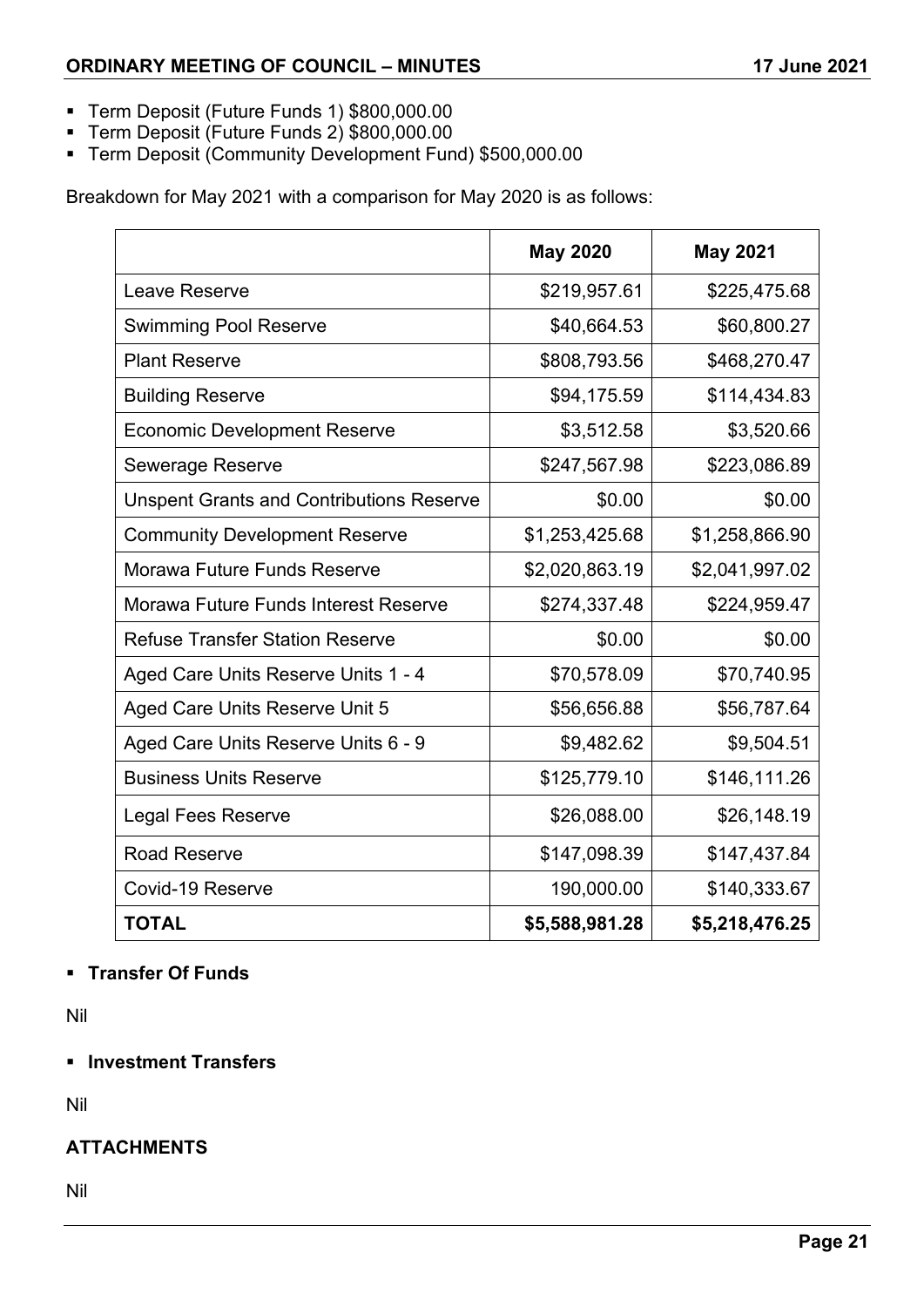- Term Deposit (Future Funds 1) $800,000.00
- Term Deposit (Future Funds 2) $800,000.00
- Term Deposit (Community Development Fund) $500,000.00

Breakdown for May 2021 with a comparison for May 2020 is as follows:

| | **May 2020** | **May 2021** |
|---|---:|---:|
| Leave Reserve | $219,957.61 | $225,475.68 |
| Swimming Pool Reserve | $40,664.53 | $60,800.27 |
| Plant Reserve | $808,793.56 | $468,270.47 |
| Building Reserve | $94,175.59 | $114,434.83 |
| Economic Development Reserve | $3,512.58 | $3,520.66 |
| Sewerage Reserve | $247,567.98 | $223,086.89 |
| Unspent Grants and Contributions Reserve | $0.00 | $0.00 |
| Community Development Reserve | $1,253,425.68 | $1,258,866.90 |
| Morawa Future Funds Reserve | $2,020,863.19 | $2,041,997.02 |
| Morawa Future Funds Interest Reserve | $274,337.48 | $224,959.47 |
| Refuse Transfer Station Reserve | $0.00 | $0.00 |
| Aged Care Units Reserve Units 1 - 4 | $70,578.09 | $70,740.95 |
| Aged Care Units Reserve Unit 5 | $56,656.88 | $56,787.64 |
| Aged Care Units Reserve Units 6 - 9 | $9,482.62 | $9,504.51 |
| Business Units Reserve | $125,779.10 | $146,111.26 |
| Legal Fees Reserve | $26,088.00 | $26,148.19 |
| Road Reserve | $147,098.39 | $147,437.84 |
| Covid-19 Reserve | 190,000.00 | $140,333.67 |
| **TOTAL** | **$5,588,981.28** | **$5,218,476.25** |

- **Transfer Of Funds**

Nil

- **Investment Transfers**

Nil

**ATTACHMENTS**

Nil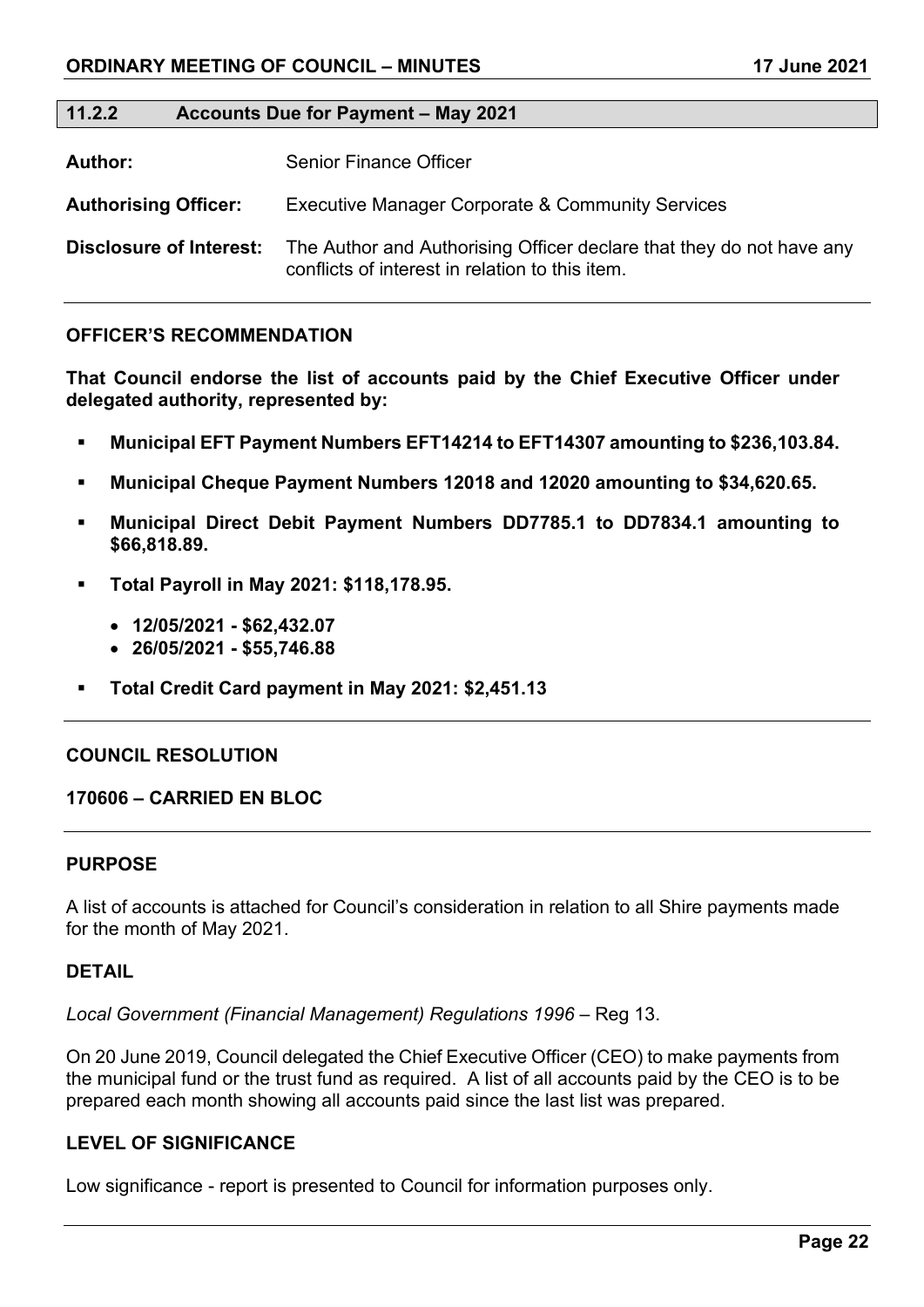## 11.2.2 Accounts Due for Payment – May 2021

**Author:** Senior Finance Officer

**Authorising Officer:** Executive Manager Corporate & Community Services

**Disclosure of Interest:** The Author and Authorising Officer declare that they do not have any conflicts of interest in relation to this item.

---

### OFFICER'S RECOMMENDATION

**That Council endorse the list of accounts paid by the Chief Executive Officer under delegated authority, represented by:**

- **Municipal EFT Payment Numbers EFT14214 to EFT14307 amounting to $236,103.84.**
- **Municipal Cheque Payment Numbers 12018 and 12020 amounting to $34,620.65.**
- **Municipal Direct Debit Payment Numbers DD7785.1 to DD7834.1 amounting to $66,818.89.**
- **Total Payroll in May 2021: $118,178.95.**
  - **12/05/2021 - $62,432.07**
  - **26/05/2021 - $55,746.88**
- **Total Credit Card payment in May 2021: $2,451.13**

---

### COUNCIL RESOLUTION

**170606 – CARRIED EN BLOC**

---

### PURPOSE

A list of accounts is attached for Council's consideration in relation to all Shire payments made for the month of May 2021.

### DETAIL

*Local Government (Financial Management) Regulations 1996* – Reg 13.

On 20 June 2019, Council delegated the Chief Executive Officer (CEO) to make payments from the municipal fund or the trust fund as required. A list of all accounts paid by the CEO is to be prepared each month showing all accounts paid since the last list was prepared.

### LEVEL OF SIGNIFICANCE

Low significance - report is presented to Council for information purposes only.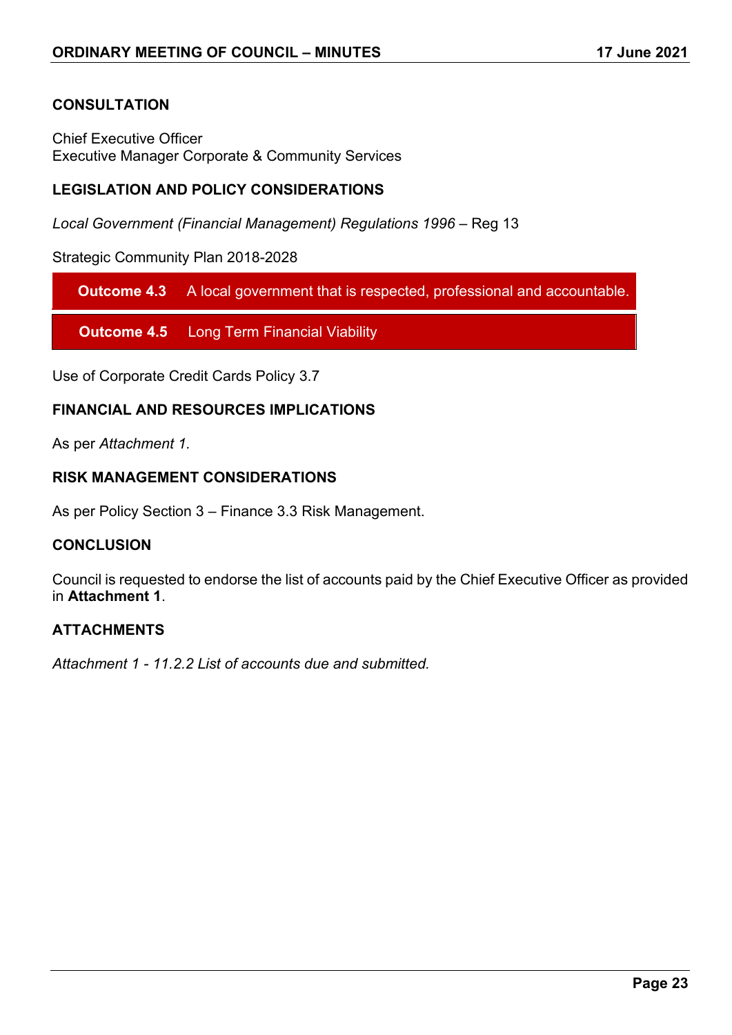## CONSULTATION

Chief Executive Officer
Executive Manager Corporate & Community Services

## LEGISLATION AND POLICY CONSIDERATIONS

*Local Government (Financial Management) Regulations 1996* – Reg 13

Strategic Community Plan 2018-2028

| **Outcome 4.3** | A local government that is respected, professional and accountable. |
|---|---|
| **Outcome 4.5** | Long Term Financial Viability |

Use of Corporate Credit Cards Policy 3.7

## FINANCIAL AND RESOURCES IMPLICATIONS

As per *Attachment 1.*

## RISK MANAGEMENT CONSIDERATIONS

As per Policy Section 3 – Finance 3.3 Risk Management.

## CONCLUSION

Council is requested to endorse the list of accounts paid by the Chief Executive Officer as provided in **Attachment 1**.

## ATTACHMENTS

*Attachment 1 - 11.2.2 List of accounts due and submitted.*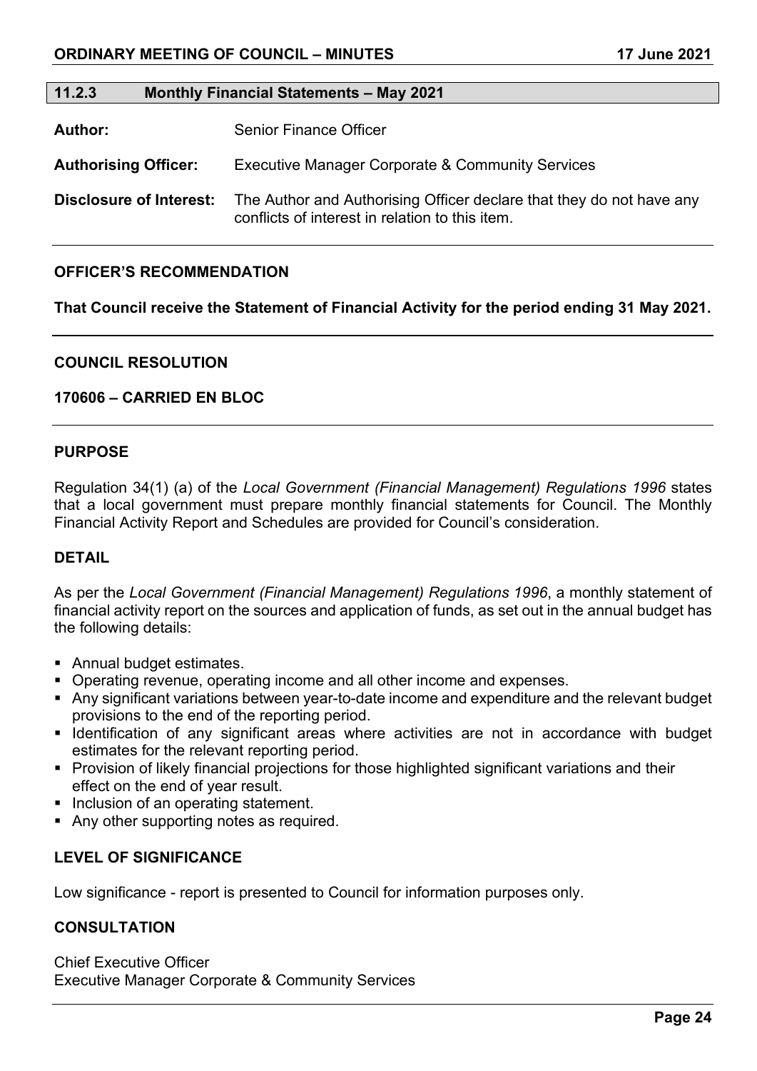## 11.2.3 Monthly Financial Statements – May 2021

**Author:** Senior Finance Officer

**Authorising Officer:** Executive Manager Corporate & Community Services

**Disclosure of Interest:** The Author and Authorising Officer declare that they do not have any conflicts of interest in relation to this item.

### OFFICER'S RECOMMENDATION

**That Council receive the Statement of Financial Activity for the period ending 31 May 2021.**

### COUNCIL RESOLUTION

**170606 – CARRIED EN BLOC**

### PURPOSE

Regulation 34(1) (a) of the *Local Government (Financial Management) Regulations 1996* states that a local government must prepare monthly financial statements for Council. The Monthly Financial Activity Report and Schedules are provided for Council's consideration.

### DETAIL

As per the *Local Government (Financial Management) Regulations 1996*, a monthly statement of financial activity report on the sources and application of funds, as set out in the annual budget has the following details:

- Annual budget estimates.
- Operating revenue, operating income and all other income and expenses.
- Any significant variations between year-to-date income and expenditure and the relevant budget provisions to the end of the reporting period.
- Identification of any significant areas where activities are not in accordance with budget estimates for the relevant reporting period.
- Provision of likely financial projections for those highlighted significant variations and their effect on the end of year result.
- Inclusion of an operating statement.
- Any other supporting notes as required.

### LEVEL OF SIGNIFICANCE

Low significance - report is presented to Council for information purposes only.

### CONSULTATION

Chief Executive Officer
Executive Manager Corporate & Community Services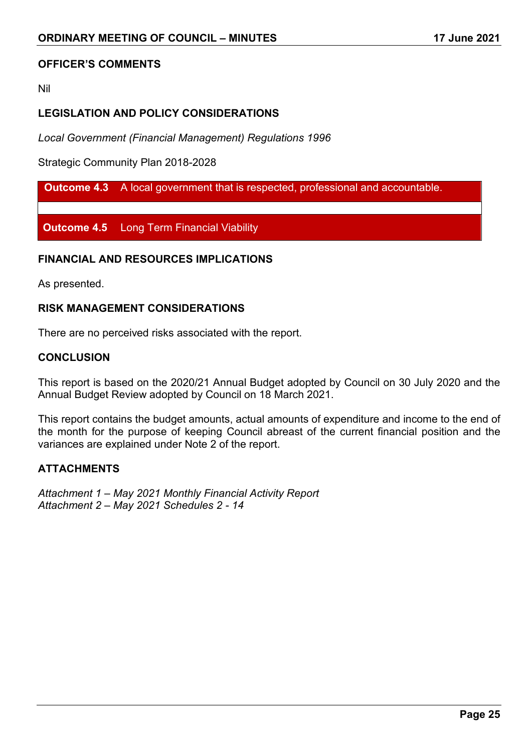**OFFICER'S COMMENTS**

Nil

**LEGISLATION AND POLICY CONSIDERATIONS**

*Local Government (Financial Management) Regulations 1996*

Strategic Community Plan 2018-2028

| | |
|---|---|
| **Outcome 4.3** | A local government that is respected, professional and accountable. |
| **Outcome 4.5** | Long Term Financial Viability |

**FINANCIAL AND RESOURCES IMPLICATIONS**

As presented.

**RISK MANAGEMENT CONSIDERATIONS**

There are no perceived risks associated with the report.

**CONCLUSION**

This report is based on the 2020/21 Annual Budget adopted by Council on 30 July 2020 and the Annual Budget Review adopted by Council on 18 March 2021.

This report contains the budget amounts, actual amounts of expenditure and income to the end of the month for the purpose of keeping Council abreast of the current financial position and the variances are explained under Note 2 of the report.

**ATTACHMENTS**

*Attachment 1 – May 2021 Monthly Financial Activity Report*
*Attachment 2 – May 2021 Schedules 2 - 14*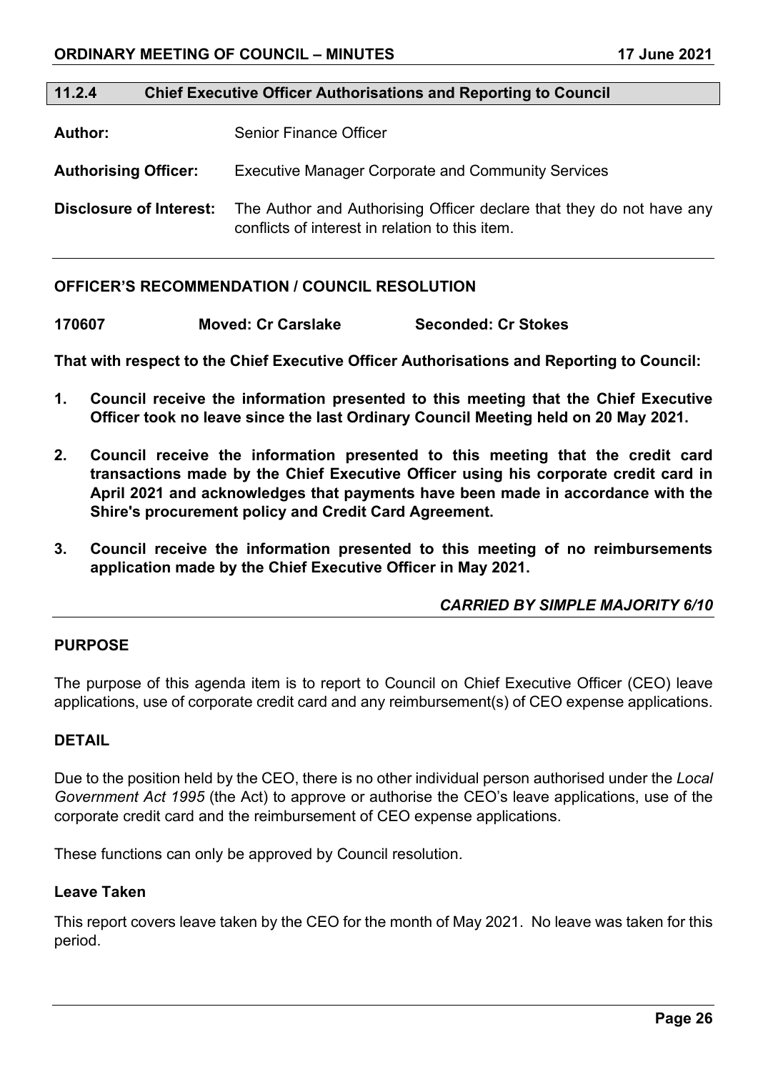## 11.2.4 Chief Executive Officer Authorisations and Reporting to Council

**Author:** Senior Finance Officer

**Authorising Officer:** Executive Manager Corporate and Community Services

**Disclosure of Interest:** The Author and Authorising Officer declare that they do not have any conflicts of interest in relation to this item.

### OFFICER'S RECOMMENDATION / COUNCIL RESOLUTION

**170607 Moved: Cr Carslake Seconded: Cr Stokes**

**That with respect to the Chief Executive Officer Authorisations and Reporting to Council:**

1. **Council receive the information presented to this meeting that the Chief Executive Officer took no leave since the last Ordinary Council Meeting held on 20 May 2021.**
2. **Council receive the information presented to this meeting that the credit card transactions made by the Chief Executive Officer using his corporate credit card in April 2021 and acknowledges that payments have been made in accordance with the Shire's procurement policy and Credit Card Agreement.**
3. **Council receive the information presented to this meeting of no reimbursements application made by the Chief Executive Officer in May 2021.**

***CARRIED BY SIMPLE MAJORITY 6/10***

### PURPOSE

The purpose of this agenda item is to report to Council on Chief Executive Officer (CEO) leave applications, use of corporate credit card and any reimbursement(s) of CEO expense applications.

### DETAIL

Due to the position held by the CEO, there is no other individual person authorised under the *Local Government Act 1995* (the Act) to approve or authorise the CEO's leave applications, use of the corporate credit card and the reimbursement of CEO expense applications.

These functions can only be approved by Council resolution.

#### Leave Taken

This report covers leave taken by the CEO for the month of May 2021. No leave was taken for this period.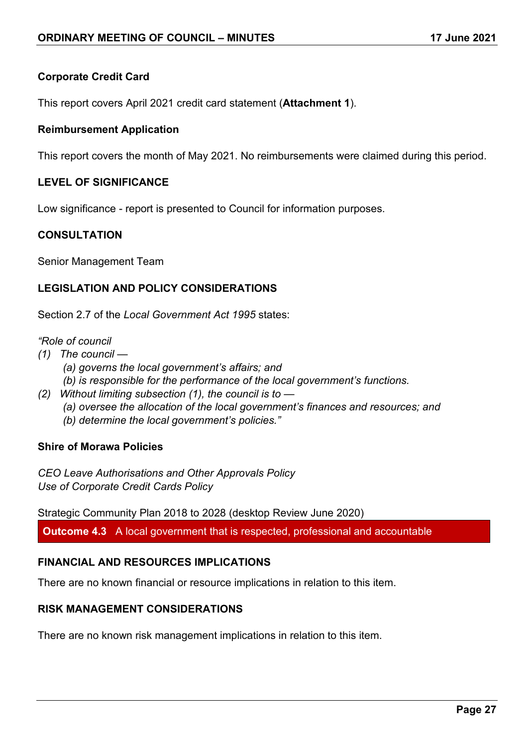**Corporate Credit Card**

This report covers April 2021 credit card statement (**Attachment 1**).

**Reimbursement Application**

This report covers the month of May 2021. No reimbursements were claimed during this period.

**LEVEL OF SIGNIFICANCE**

Low significance - report is presented to Council for information purposes.

**CONSULTATION**

Senior Management Team

**LEGISLATION AND POLICY CONSIDERATIONS**

Section 2.7 of the *Local Government Act 1995* states:

*"Role of council*
*(1) The council —*
*(a) governs the local government's affairs; and*
*(b) is responsible for the performance of the local government's functions.*
*(2) Without limiting subsection (1), the council is to —*
*(a) oversee the allocation of the local government's finances and resources; and*
*(b) determine the local government's policies."*

**Shire of Morawa Policies**

*CEO Leave Authorisations and Other Approvals Policy*
*Use of Corporate Credit Cards Policy*

Strategic Community Plan 2018 to 2028 (desktop Review June 2020)

**Outcome 4.3** A local government that is respected, professional and accountable

**FINANCIAL AND RESOURCES IMPLICATIONS**

There are no known financial or resource implications in relation to this item.

**RISK MANAGEMENT CONSIDERATIONS**

There are no known risk management implications in relation to this item.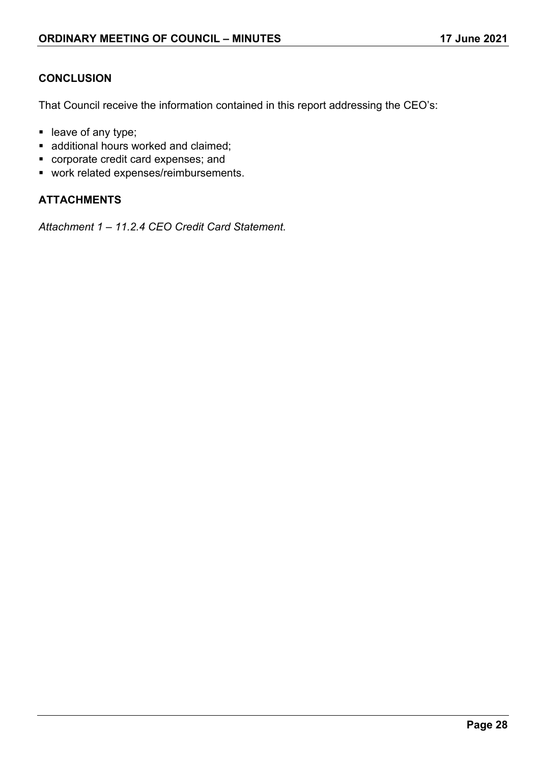## CONCLUSION

That Council receive the information contained in this report addressing the CEO's:

- leave of any type;
- additional hours worked and claimed;
- corporate credit card expenses; and
- work related expenses/reimbursements.

## ATTACHMENTS

*Attachment 1 – 11.2.4 CEO Credit Card Statement.*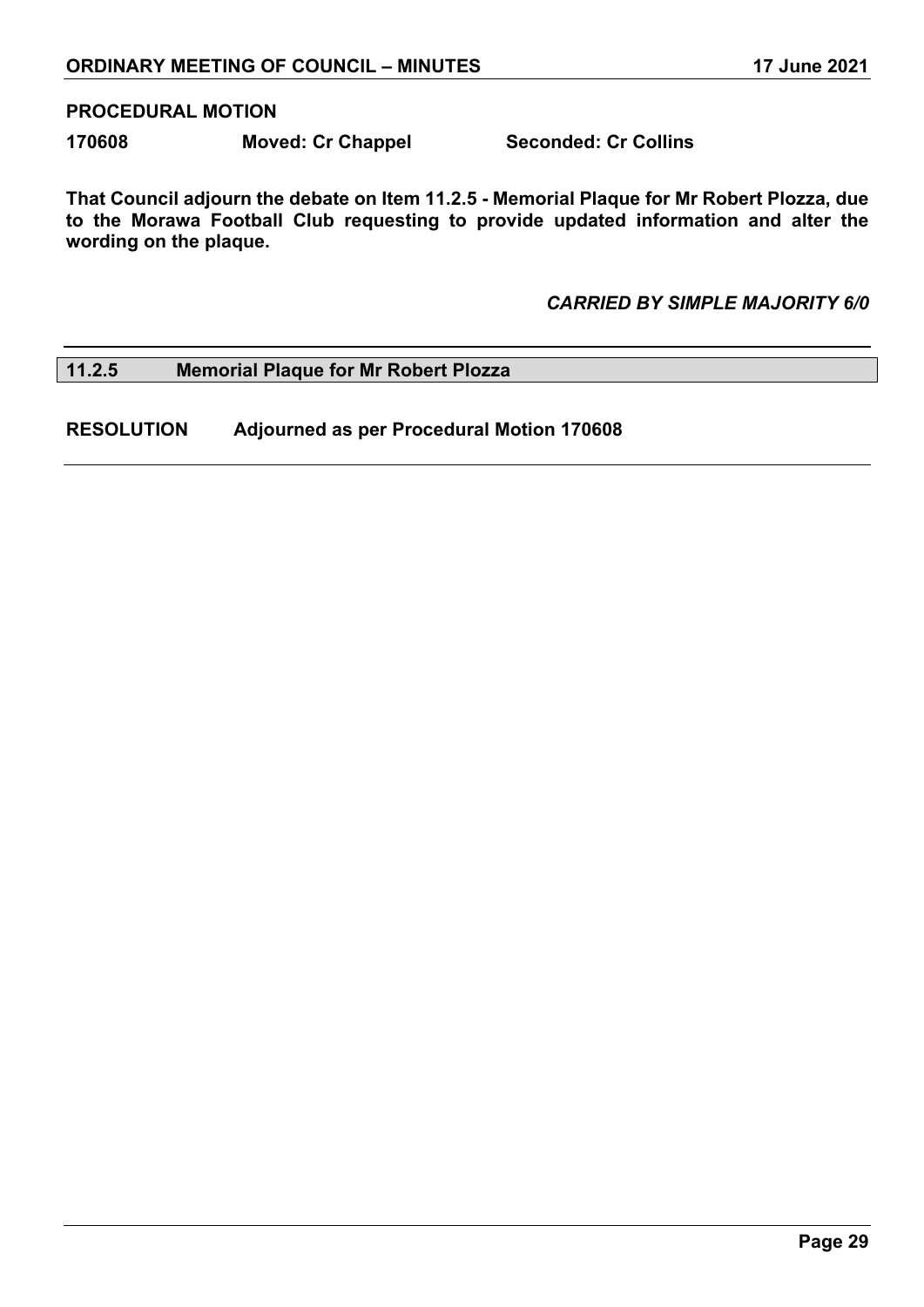**PROCEDURAL MOTION**

**170608 Moved: Cr Chappel Seconded: Cr Collins**

**That Council adjourn the debate on Item 11.2.5 - Memorial Plaque for Mr Robert Plozza, due to the Morawa Football Club requesting to provide updated information and alter the wording on the plaque.**

***CARRIED BY SIMPLE MAJORITY 6/0***

## 11.2.5 Memorial Plaque for Mr Robert Plozza

**RESOLUTION Adjourned as per Procedural Motion 170608**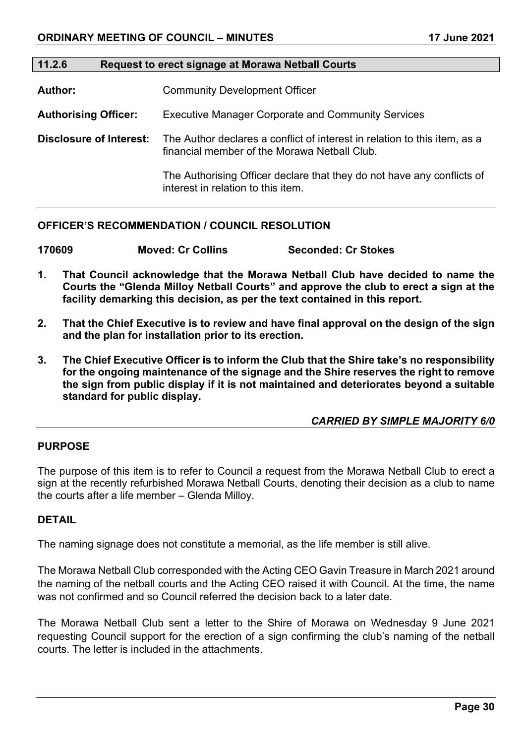## 11.2.6 Request to erect signage at Morawa Netball Courts

**Author:** Community Development Officer

**Authorising Officer:** Executive Manager Corporate and Community Services

**Disclosure of Interest:** The Author declares a conflict of interest in relation to this item, as a financial member of the Morawa Netball Club.

The Authorising Officer declare that they do not have any conflicts of interest in relation to this item.

### OFFICER'S RECOMMENDATION / COUNCIL RESOLUTION

**170609 Moved: Cr Collins Seconded: Cr Stokes**

1. **That Council acknowledge that the Morawa Netball Club have decided to name the Courts the "Glenda Milloy Netball Courts" and approve the club to erect a sign at the facility demarking this decision, as per the text contained in this report.**
2. **That the Chief Executive is to review and have final approval on the design of the sign and the plan for installation prior to its erection.**
3. **The Chief Executive Officer is to inform the Club that the Shire take's no responsibility for the ongoing maintenance of the signage and the Shire reserves the right to remove the sign from public display if it is not maintained and deteriorates beyond a suitable standard for public display.**

***CARRIED BY SIMPLE MAJORITY 6/0***

### PURPOSE

The purpose of this item is to refer to Council a request from the Morawa Netball Club to erect a sign at the recently refurbished Morawa Netball Courts, denoting their decision as a club to name the courts after a life member – Glenda Milloy.

### DETAIL

The naming signage does not constitute a memorial, as the life member is still alive.

The Morawa Netball Club corresponded with the Acting CEO Gavin Treasure in March 2021 around the naming of the netball courts and the Acting CEO raised it with Council. At the time, the name was not confirmed and so Council referred the decision back to a later date.

The Morawa Netball Club sent a letter to the Shire of Morawa on Wednesday 9 June 2021 requesting Council support for the erection of a sign confirming the club's naming of the netball courts. The letter is included in the attachments.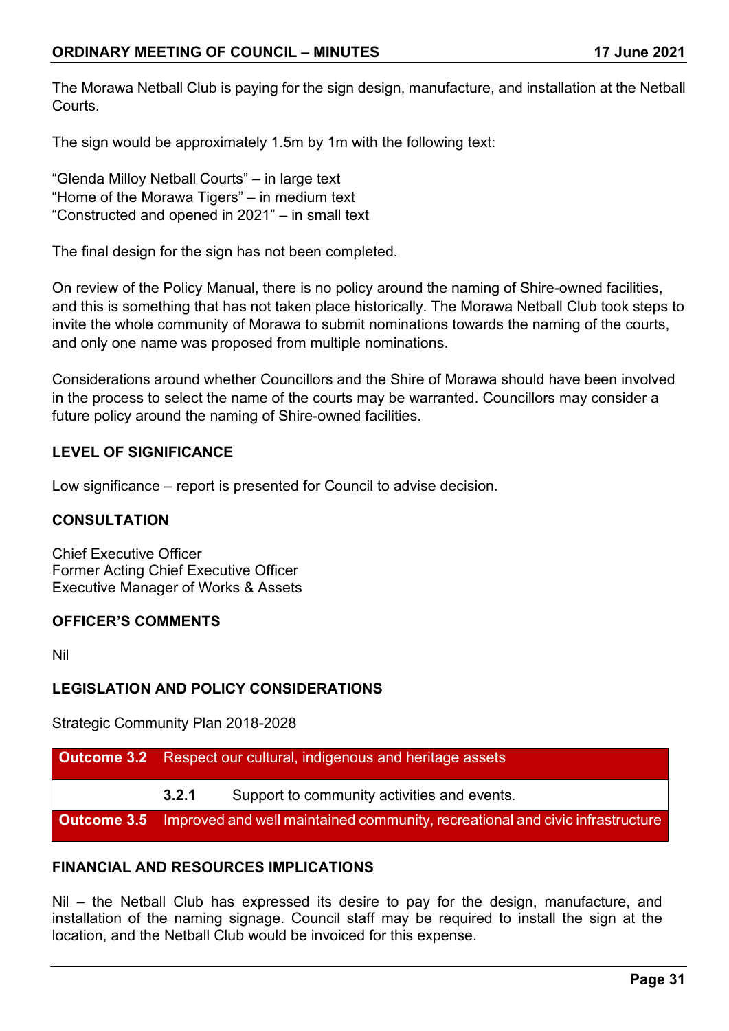The Morawa Netball Club is paying for the sign design, manufacture, and installation at the Netball Courts.

The sign would be approximately 1.5m by 1m with the following text:

"Glenda Milloy Netball Courts" – in large text
"Home of the Morawa Tigers" – in medium text
"Constructed and opened in 2021" – in small text

The final design for the sign has not been completed.

On review of the Policy Manual, there is no policy around the naming of Shire-owned facilities, and this is something that has not taken place historically. The Morawa Netball Club took steps to invite the whole community of Morawa to submit nominations towards the naming of the courts, and only one name was proposed from multiple nominations.

Considerations around whether Councillors and the Shire of Morawa should have been involved in the process to select the name of the courts may be warranted. Councillors may consider a future policy around the naming of Shire-owned facilities.

## LEVEL OF SIGNIFICANCE

Low significance – report is presented for Council to advise decision.

## CONSULTATION

Chief Executive Officer
Former Acting Chief Executive Officer
Executive Manager of Works & Assets

## OFFICER'S COMMENTS

Nil

## LEGISLATION AND POLICY CONSIDERATIONS

Strategic Community Plan 2018-2028

| **Outcome 3.2** | Respect our cultural, indigenous and heritage assets | |
|---|---|---|
| | **3.2.1** | Support to community activities and events. |
| **Outcome 3.5** | Improved and well maintained community, recreational and civic infrastructure | |

## FINANCIAL AND RESOURCES IMPLICATIONS

Nil – the Netball Club has expressed its desire to pay for the design, manufacture, and installation of the naming signage. Council staff may be required to install the sign at the location, and the Netball Club would be invoiced for this expense.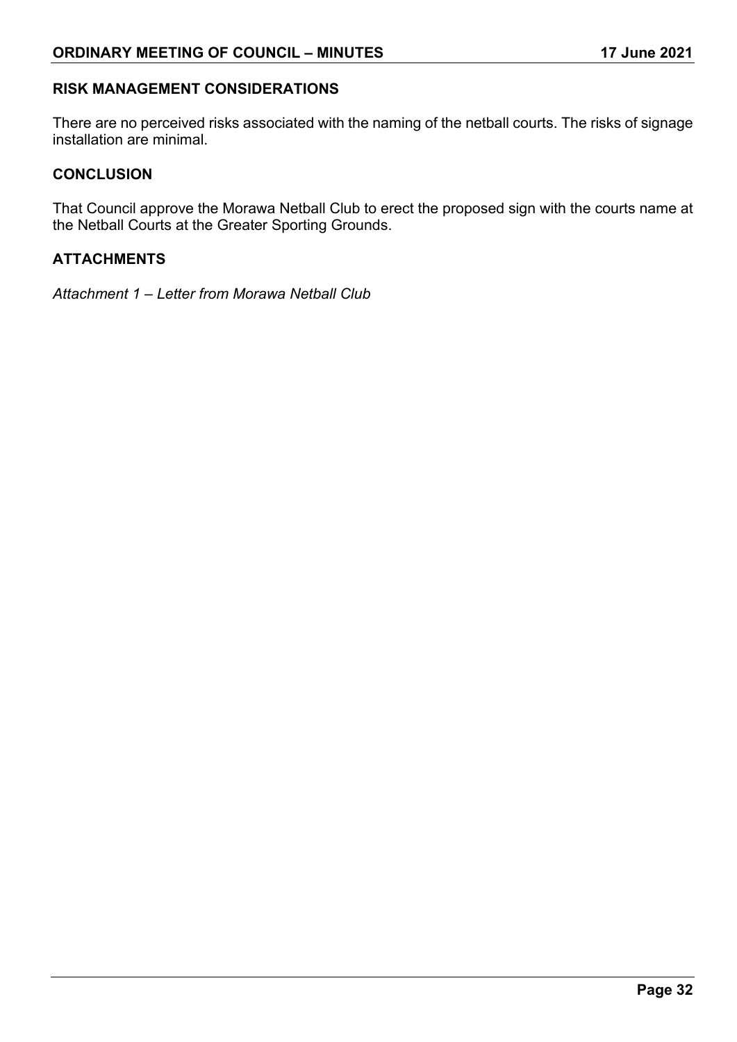## RISK MANAGEMENT CONSIDERATIONS

There are no perceived risks associated with the naming of the netball courts. The risks of signage installation are minimal.

## CONCLUSION

That Council approve the Morawa Netball Club to erect the proposed sign with the courts name at the Netball Courts at the Greater Sporting Grounds.

## ATTACHMENTS

*Attachment 1 – Letter from Morawa Netball Club*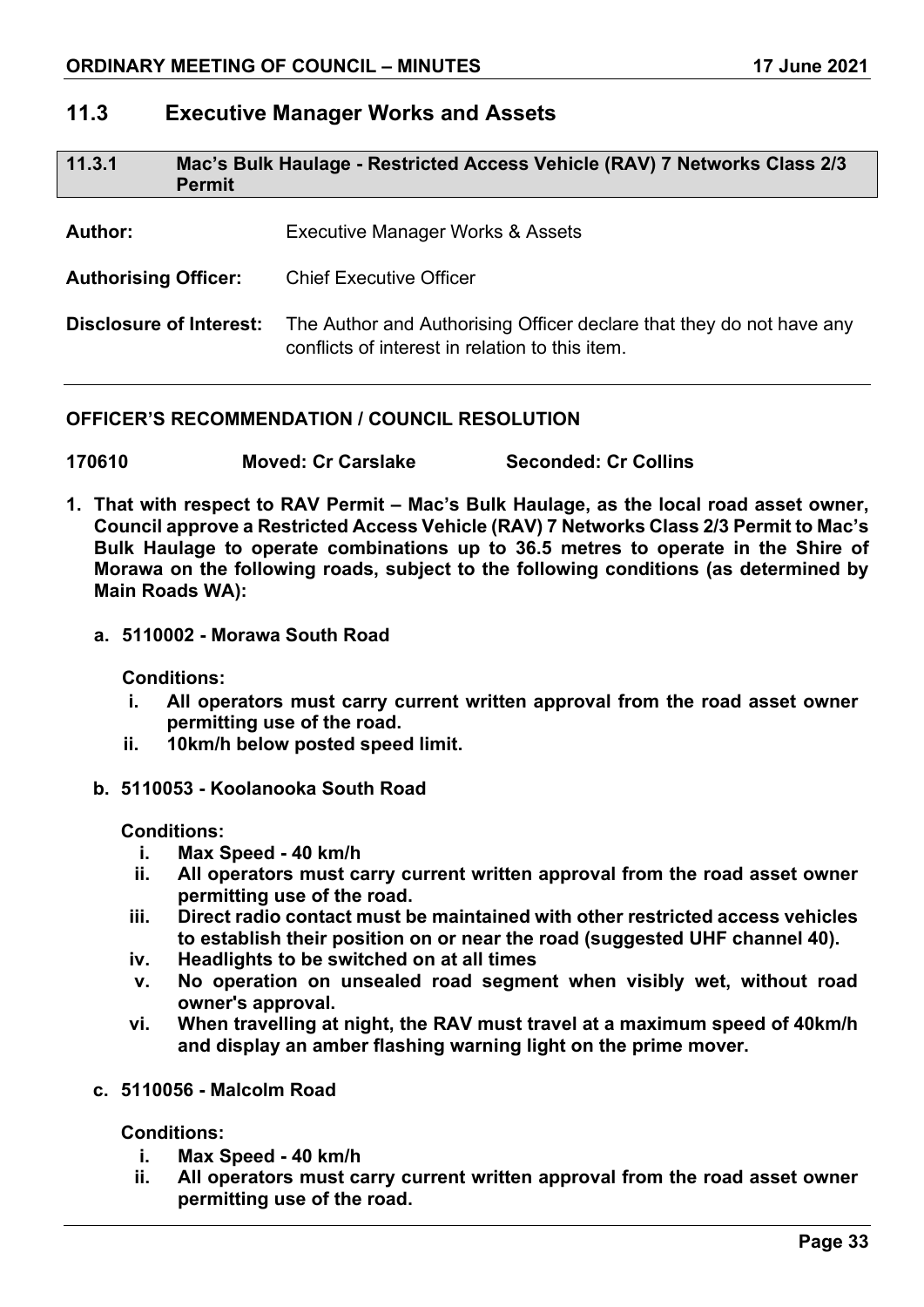## 11.3 Executive Manager Works and Assets

### 11.3.1 Mac's Bulk Haulage - Restricted Access Vehicle (RAV) 7 Networks Class 2/3 Permit

**Author:** Executive Manager Works & Assets

**Authorising Officer:** Chief Executive Officer

**Disclosure of Interest:** The Author and Authorising Officer declare that they do not have any conflicts of interest in relation to this item.

**OFFICER'S RECOMMENDATION / COUNCIL RESOLUTION**

**170610 Moved: Cr Carslake Seconded: Cr Collins**

**1. That with respect to RAV Permit – Mac's Bulk Haulage, as the local road asset owner, Council approve a Restricted Access Vehicle (RAV) 7 Networks Class 2/3 Permit to Mac's Bulk Haulage to operate combinations up to 36.5 metres to operate in the Shire of Morawa on the following roads, subject to the following conditions (as determined by Main Roads WA):**

**a. 5110002 - Morawa South Road**

**Conditions:**

- **i. All operators must carry current written approval from the road asset owner permitting use of the road.**
- **ii. 10km/h below posted speed limit.**

**b. 5110053 - Koolanooka South Road**

**Conditions:**

- **i. Max Speed - 40 km/h**
- **ii. All operators must carry current written approval from the road asset owner permitting use of the road.**
- **iii. Direct radio contact must be maintained with other restricted access vehicles to establish their position on or near the road (suggested UHF channel 40).**
- **iv. Headlights to be switched on at all times**
- **v. No operation on unsealed road segment when visibly wet, without road owner's approval.**
- **vi. When travelling at night, the RAV must travel at a maximum speed of 40km/h and display an amber flashing warning light on the prime mover.**

**c. 5110056 - Malcolm Road**

**Conditions:**

- **i. Max Speed - 40 km/h**
- **ii. All operators must carry current written approval from the road asset owner permitting use of the road.**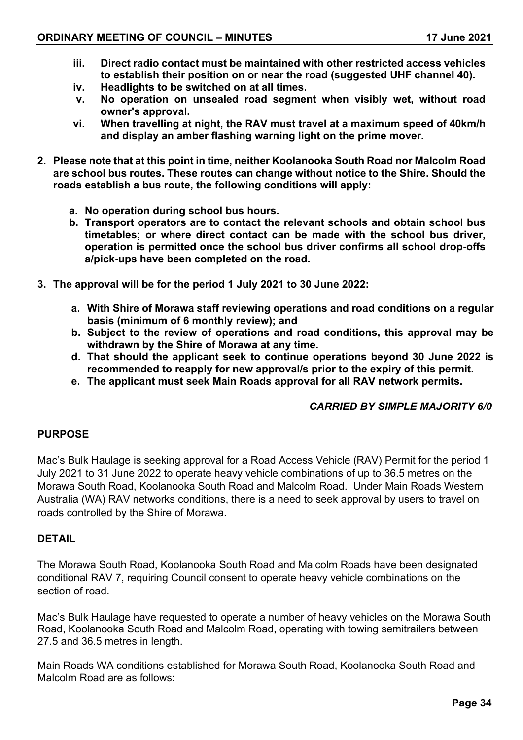**iii. Direct radio contact must be maintained with other restricted access vehicles to establish their position on or near the road (suggested UHF channel 40).**

**iv. Headlights to be switched on at all times.**

**v. No operation on unsealed road segment when visibly wet, without road owner's approval.**

**vi. When travelling at night, the RAV must travel at a maximum speed of 40km/h and display an amber flashing warning light on the prime mover.**

**2. Please note that at this point in time, neither Koolanooka South Road nor Malcolm Road are school bus routes. These routes can change without notice to the Shire. Should the roads establish a bus route, the following conditions will apply:**

**a. No operation during school bus hours.**

**b. Transport operators are to contact the relevant schools and obtain school bus timetables; or where direct contact can be made with the school bus driver, operation is permitted once the school bus driver confirms all school drop-offs a/pick-ups have been completed on the road.**

**3. The approval will be for the period 1 July 2021 to 30 June 2022:**

**a. With Shire of Morawa staff reviewing operations and road conditions on a regular basis (minimum of 6 monthly review); and**

**b. Subject to the review of operations and road conditions, this approval may be withdrawn by the Shire of Morawa at any time.**

**d. That should the applicant seek to continue operations beyond 30 June 2022 is recommended to reapply for new approval/s prior to the expiry of this permit.**

**e. The applicant must seek Main Roads approval for all RAV network permits.**

***CARRIED BY SIMPLE MAJORITY 6/0***

## PURPOSE

Mac's Bulk Haulage is seeking approval for a Road Access Vehicle (RAV) Permit for the period 1 July 2021 to 31 June 2022 to operate heavy vehicle combinations of up to 36.5 metres on the Morawa South Road, Koolanooka South Road and Malcolm Road. Under Main Roads Western Australia (WA) RAV networks conditions, there is a need to seek approval by users to travel on roads controlled by the Shire of Morawa.

## DETAIL

The Morawa South Road, Koolanooka South Road and Malcolm Roads have been designated conditional RAV 7, requiring Council consent to operate heavy vehicle combinations on the section of road.

Mac's Bulk Haulage have requested to operate a number of heavy vehicles on the Morawa South Road, Koolanooka South Road and Malcolm Road, operating with towing semitrailers between 27.5 and 36.5 metres in length.

Main Roads WA conditions established for Morawa South Road, Koolanooka South Road and Malcolm Road are as follows: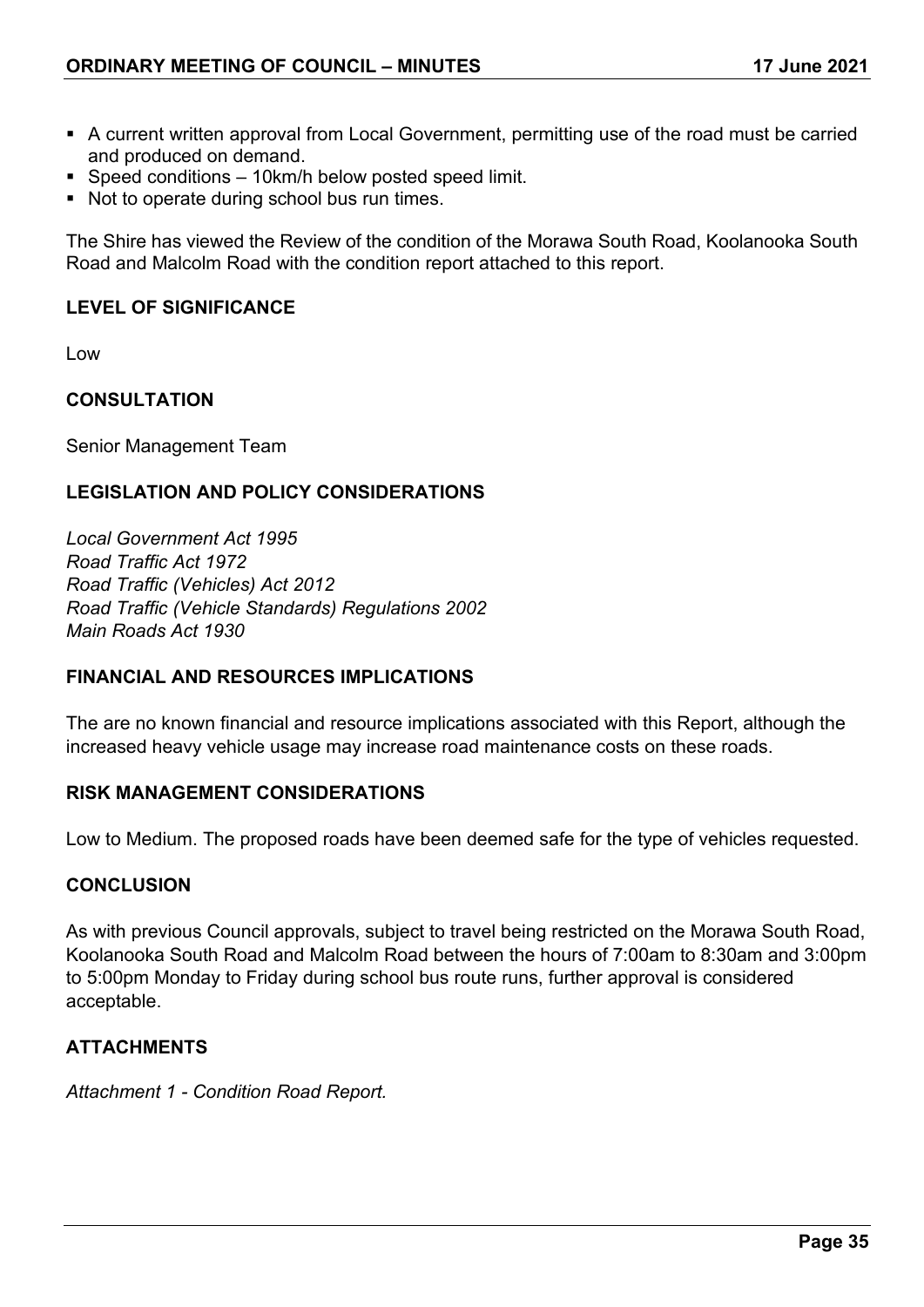- A current written approval from Local Government, permitting use of the road must be carried and produced on demand.
- Speed conditions – 10km/h below posted speed limit.
- Not to operate during school bus run times.

The Shire has viewed the Review of the condition of the Morawa South Road, Koolanooka South Road and Malcolm Road with the condition report attached to this report.

**LEVEL OF SIGNIFICANCE**

Low

**CONSULTATION**

Senior Management Team

**LEGISLATION AND POLICY CONSIDERATIONS**

*Local Government Act 1995*
*Road Traffic Act 1972*
*Road Traffic (Vehicles) Act 2012*
*Road Traffic (Vehicle Standards) Regulations 2002*
*Main Roads Act 1930*

**FINANCIAL AND RESOURCES IMPLICATIONS**

The are no known financial and resource implications associated with this Report, although the increased heavy vehicle usage may increase road maintenance costs on these roads.

**RISK MANAGEMENT CONSIDERATIONS**

Low to Medium. The proposed roads have been deemed safe for the type of vehicles requested.

**CONCLUSION**

As with previous Council approvals, subject to travel being restricted on the Morawa South Road, Koolanooka South Road and Malcolm Road between the hours of 7:00am to 8:30am and 3:00pm to 5:00pm Monday to Friday during school bus route runs, further approval is considered acceptable.

**ATTACHMENTS**

*Attachment 1 - Condition Road Report.*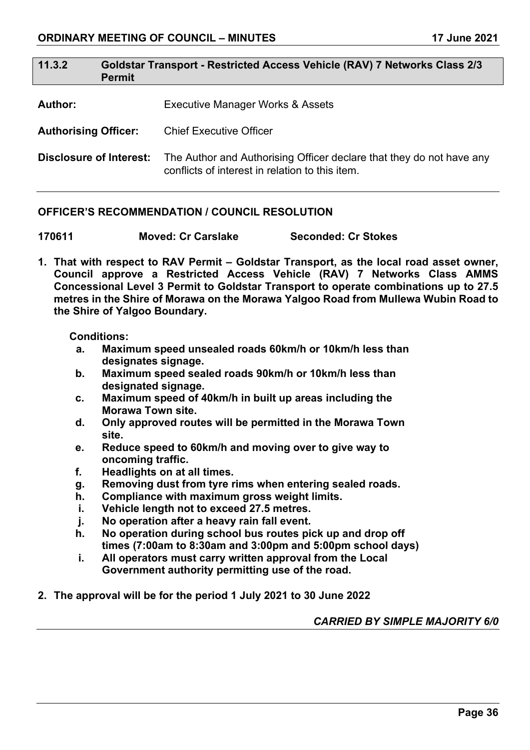## 11.3.2 Goldstar Transport - Restricted Access Vehicle (RAV) 7 Networks Class 2/3 Permit

**Author:** Executive Manager Works & Assets

**Authorising Officer:** Chief Executive Officer

**Disclosure of Interest:** The Author and Authorising Officer declare that they do not have any conflicts of interest in relation to this item.

---

**OFFICER'S RECOMMENDATION / COUNCIL RESOLUTION**

**170611 Moved: Cr Carslake Seconded: Cr Stokes**

1. **That with respect to RAV Permit – Goldstar Transport, as the local road asset owner, Council approve a Restricted Access Vehicle (RAV) 7 Networks Class AMMS Concessional Level 3 Permit to Goldstar Transport to operate combinations up to 27.5 metres in the Shire of Morawa on the Morawa Yalgoo Road from Mullewa Wubin Road to the Shire of Yalgoo Boundary.**

   **Conditions:**

   a. **Maximum speed unsealed roads 60km/h or 10km/h less than designates signage.**
   b. **Maximum speed sealed roads 90km/h or 10km/h less than designated signage.**
   c. **Maximum speed of 40km/h in built up areas including the Morawa Town site.**
   d. **Only approved routes will be permitted in the Morawa Town site.**
   e. **Reduce speed to 60km/h and moving over to give way to oncoming traffic.**
   f. **Headlights on at all times.**
   g. **Removing dust from tyre rims when entering sealed roads.**
   h. **Compliance with maximum gross weight limits.**
   i. **Vehicle length not to exceed 27.5 metres.**
   j. **No operation after a heavy rain fall event.**
   h. **No operation during school bus routes pick up and drop off times (7:00am to 8:30am and 3:00pm and 5:00pm school days)**
   i. **All operators must carry written approval from the Local Government authority permitting use of the road.**

2. **The approval will be for the period 1 July 2021 to 30 June 2022**

***CARRIED BY SIMPLE MAJORITY 6/0***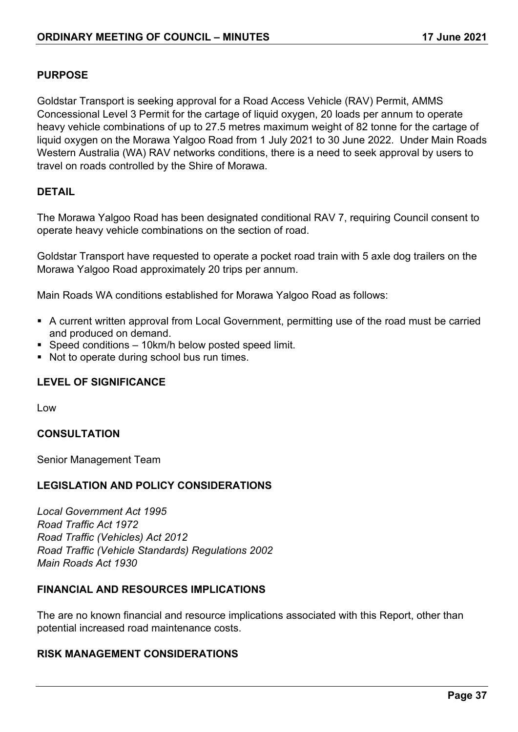## PURPOSE

Goldstar Transport is seeking approval for a Road Access Vehicle (RAV) Permit, AMMS Concessional Level 3 Permit for the cartage of liquid oxygen, 20 loads per annum to operate heavy vehicle combinations of up to 27.5 metres maximum weight of 82 tonne for the cartage of liquid oxygen on the Morawa Yalgoo Road from 1 July 2021 to 30 June 2022. Under Main Roads Western Australia (WA) RAV networks conditions, there is a need to seek approval by users to travel on roads controlled by the Shire of Morawa.

## DETAIL

The Morawa Yalgoo Road has been designated conditional RAV 7, requiring Council consent to operate heavy vehicle combinations on the section of road.

Goldstar Transport have requested to operate a pocket road train with 5 axle dog trailers on the Morawa Yalgoo Road approximately 20 trips per annum.

Main Roads WA conditions established for Morawa Yalgoo Road as follows:

- A current written approval from Local Government, permitting use of the road must be carried and produced on demand.
- Speed conditions – 10km/h below posted speed limit.
- Not to operate during school bus run times.

## LEVEL OF SIGNIFICANCE

Low

## CONSULTATION

Senior Management Team

## LEGISLATION AND POLICY CONSIDERATIONS

*Local Government Act 1995*
*Road Traffic Act 1972*
*Road Traffic (Vehicles) Act 2012*
*Road Traffic (Vehicle Standards) Regulations 2002*
*Main Roads Act 1930*

## FINANCIAL AND RESOURCES IMPLICATIONS

The are no known financial and resource implications associated with this Report, other than potential increased road maintenance costs.

## RISK MANAGEMENT CONSIDERATIONS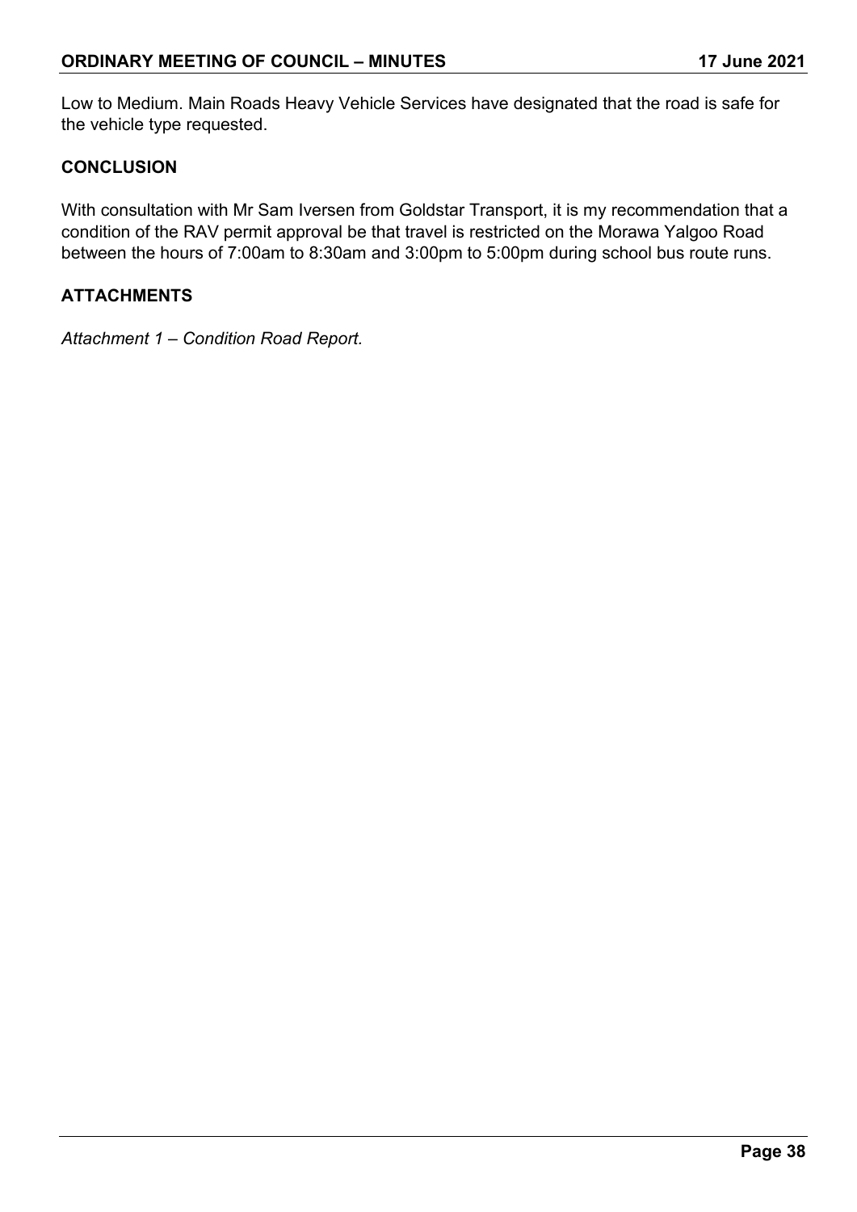Low to Medium. Main Roads Heavy Vehicle Services have designated that the road is safe for the vehicle type requested.

**CONCLUSION**

With consultation with Mr Sam Iversen from Goldstar Transport, it is my recommendation that a condition of the RAV permit approval be that travel is restricted on the Morawa Yalgoo Road between the hours of 7:00am to 8:30am and 3:00pm to 5:00pm during school bus route runs.

**ATTACHMENTS**

*Attachment 1 – Condition Road Report.*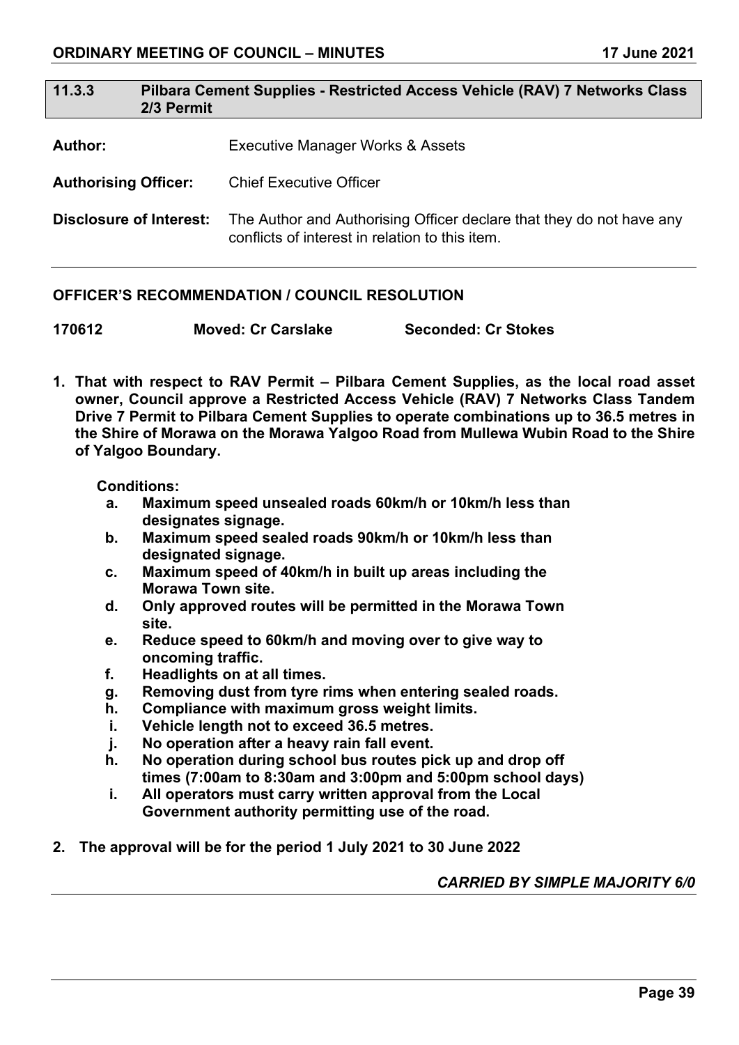## 11.3.3 Pilbara Cement Supplies - Restricted Access Vehicle (RAV) 7 Networks Class 2/3 Permit

**Author:** Executive Manager Works & Assets

**Authorising Officer:** Chief Executive Officer

**Disclosure of Interest:** The Author and Authorising Officer declare that they do not have any conflicts of interest in relation to this item.

---

**OFFICER'S RECOMMENDATION / COUNCIL RESOLUTION**

**170612 Moved: Cr Carslake Seconded: Cr Stokes**

**1. That with respect to RAV Permit – Pilbara Cement Supplies, as the local road asset owner, Council approve a Restricted Access Vehicle (RAV) 7 Networks Class Tandem Drive 7 Permit to Pilbara Cement Supplies to operate combinations up to 36.5 metres in the Shire of Morawa on the Morawa Yalgoo Road from Mullewa Wubin Road to the Shire of Yalgoo Boundary.**

**Conditions:**

- **a. Maximum speed unsealed roads 60km/h or 10km/h less than designates signage.**
- **b. Maximum speed sealed roads 90km/h or 10km/h less than designated signage.**
- **c. Maximum speed of 40km/h in built up areas including the Morawa Town site.**
- **d. Only approved routes will be permitted in the Morawa Town site.**
- **e. Reduce speed to 60km/h and moving over to give way to oncoming traffic.**
- **f. Headlights on at all times.**
- **g. Removing dust from tyre rims when entering sealed roads.**
- **h. Compliance with maximum gross weight limits.**
- **i. Vehicle length not to exceed 36.5 metres.**
- **j. No operation after a heavy rain fall event.**
- **h. No operation during school bus routes pick up and drop off times (7:00am to 8:30am and 3:00pm and 5:00pm school days)**
- **i. All operators must carry written approval from the Local Government authority permitting use of the road.**

**2. The approval will be for the period 1 July 2021 to 30 June 2022**

***CARRIED BY SIMPLE MAJORITY 6/0***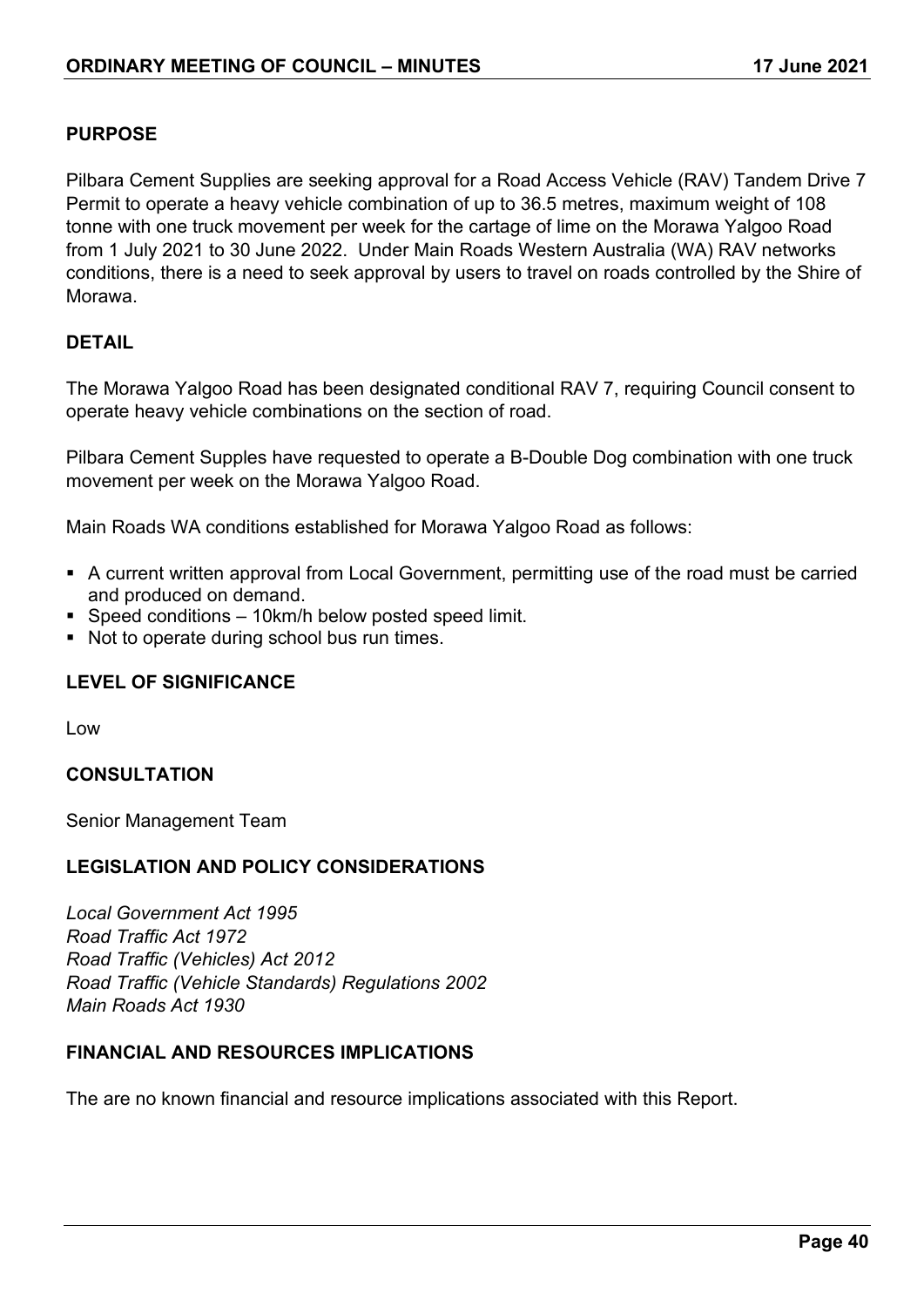## PURPOSE

Pilbara Cement Supplies are seeking approval for a Road Access Vehicle (RAV) Tandem Drive 7 Permit to operate a heavy vehicle combination of up to 36.5 metres, maximum weight of 108 tonne with one truck movement per week for the cartage of lime on the Morawa Yalgoo Road from 1 July 2021 to 30 June 2022. Under Main Roads Western Australia (WA) RAV networks conditions, there is a need to seek approval by users to travel on roads controlled by the Shire of Morawa.

## DETAIL

The Morawa Yalgoo Road has been designated conditional RAV 7, requiring Council consent to operate heavy vehicle combinations on the section of road.

Pilbara Cement Supples have requested to operate a B-Double Dog combination with one truck movement per week on the Morawa Yalgoo Road.

Main Roads WA conditions established for Morawa Yalgoo Road as follows:

- A current written approval from Local Government, permitting use of the road must be carried and produced on demand.
- Speed conditions – 10km/h below posted speed limit.
- Not to operate during school bus run times.

## LEVEL OF SIGNIFICANCE

Low

## CONSULTATION

Senior Management Team

## LEGISLATION AND POLICY CONSIDERATIONS

*Local Government Act 1995*
*Road Traffic Act 1972*
*Road Traffic (Vehicles) Act 2012*
*Road Traffic (Vehicle Standards) Regulations 2002*
*Main Roads Act 1930*

## FINANCIAL AND RESOURCES IMPLICATIONS

The are no known financial and resource implications associated with this Report.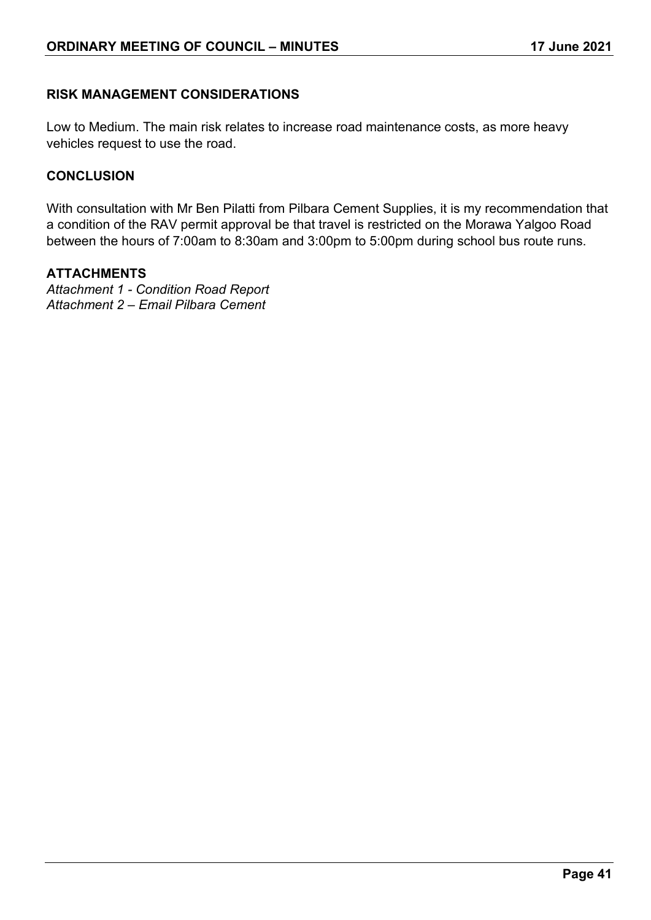**RISK MANAGEMENT CONSIDERATIONS**

Low to Medium. The main risk relates to increase road maintenance costs, as more heavy vehicles request to use the road.

**CONCLUSION**

With consultation with Mr Ben Pilatti from Pilbara Cement Supplies, it is my recommendation that a condition of the RAV permit approval be that travel is restricted on the Morawa Yalgoo Road between the hours of 7:00am to 8:30am and 3:00pm to 5:00pm during school bus route runs.

**ATTACHMENTS**

*Attachment 1 - Condition Road Report*
*Attachment 2 – Email Pilbara Cement*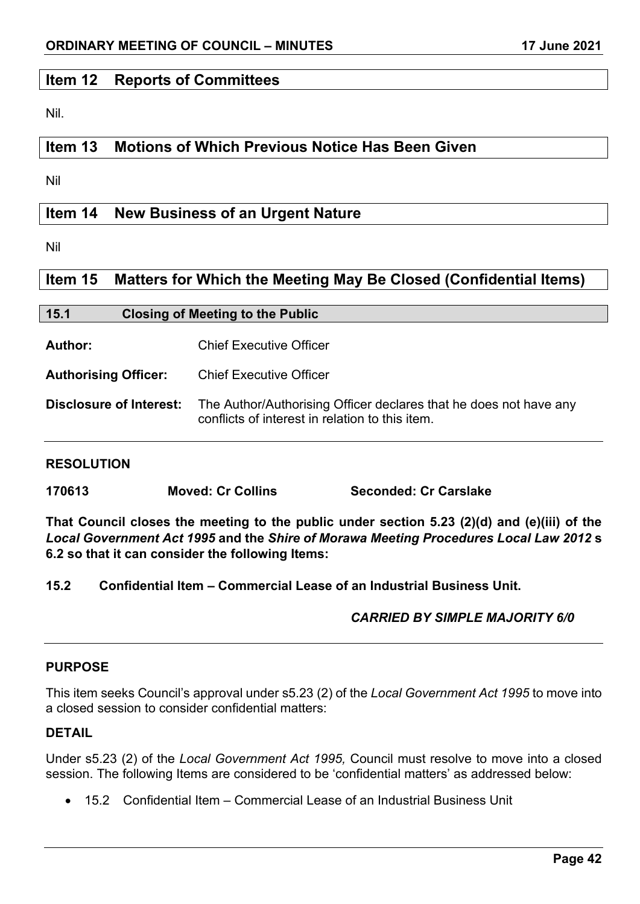## Item 12 Reports of Committees

Nil.

## Item 13 Motions of Which Previous Notice Has Been Given

Nil

## Item 14 New Business of an Urgent Nature

Nil

## Item 15 Matters for Which the Meeting May Be Closed (Confidential Items)

### 15.1 Closing of Meeting to the Public

**Author:** Chief Executive Officer

**Authorising Officer:** Chief Executive Officer

**Disclosure of Interest:** The Author/Authorising Officer declares that he does not have any conflicts of interest in relation to this item.

---

**RESOLUTION**

**170613 Moved: Cr Collins Seconded: Cr Carslake**

**That Council closes the meeting to the public under section 5.23 (2)(d) and (e)(iii) of the *Local Government Act 1995* and the *Shire of Morawa Meeting Procedures Local Law 2012* s 6.2 so that it can consider the following Items:**

**15.2 Confidential Item – Commercial Lease of an Industrial Business Unit.**

***CARRIED BY SIMPLE MAJORITY 6/0***

---

**PURPOSE**

This item seeks Council's approval under s5.23 (2) of the *Local Government Act 1995* to move into a closed session to consider confidential matters:

**DETAIL**

Under s5.23 (2) of the *Local Government Act 1995,* Council must resolve to move into a closed session. The following Items are considered to be 'confidential matters' as addressed below:

- 15.2 Confidential Item – Commercial Lease of an Industrial Business Unit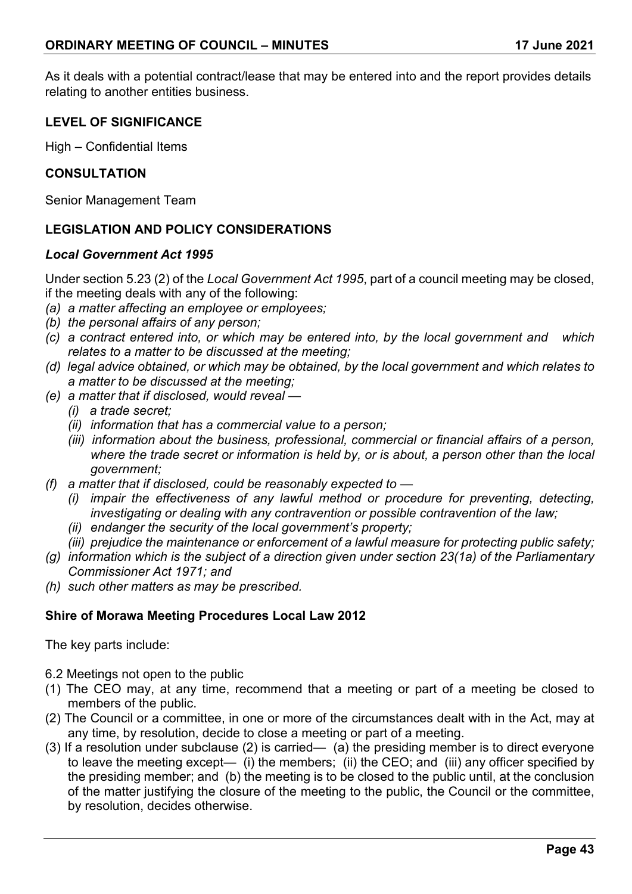As it deals with a potential contract/lease that may be entered into and the report provides details relating to another entities business.

**LEVEL OF SIGNIFICANCE**

High – Confidential Items

**CONSULTATION**

Senior Management Team

**LEGISLATION AND POLICY CONSIDERATIONS**

***Local Government Act 1995***

Under section 5.23 (2) of the *Local Government Act 1995*, part of a council meeting may be closed, if the meeting deals with any of the following:

*(a) a matter affecting an employee or employees;*
*(b) the personal affairs of any person;*
*(c) a contract entered into, or which may be entered into, by the local government and which relates to a matter to be discussed at the meeting;*
*(d) legal advice obtained, or which may be obtained, by the local government and which relates to a matter to be discussed at the meeting;*
*(e) a matter that if disclosed, would reveal —*
  *(i) a trade secret;*
  *(ii) information that has a commercial value to a person;*
  *(iii) information about the business, professional, commercial or financial affairs of a person, where the trade secret or information is held by, or is about, a person other than the local government;*
*(f) a matter that if disclosed, could be reasonably expected to —*
  *(i) impair the effectiveness of any lawful method or procedure for preventing, detecting, investigating or dealing with any contravention or possible contravention of the law;*
  *(ii) endanger the security of the local government's property;*
  *(iii) prejudice the maintenance or enforcement of a lawful measure for protecting public safety;*
*(g) information which is the subject of a direction given under section 23(1a) of the Parliamentary Commissioner Act 1971; and*
*(h) such other matters as may be prescribed.*

**Shire of Morawa Meeting Procedures Local Law 2012**

The key parts include:

6.2 Meetings not open to the public

(1) The CEO may, at any time, recommend that a meeting or part of a meeting be closed to members of the public.
(2) The Council or a committee, in one or more of the circumstances dealt with in the Act, may at any time, by resolution, decide to close a meeting or part of a meeting.
(3) If a resolution under subclause (2) is carried— (a) the presiding member is to direct everyone to leave the meeting except— (i) the members; (ii) the CEO; and (iii) any officer specified by the presiding member; and (b) the meeting is to be closed to the public until, at the conclusion of the matter justifying the closure of the meeting to the public, the Council or the committee, by resolution, decides otherwise.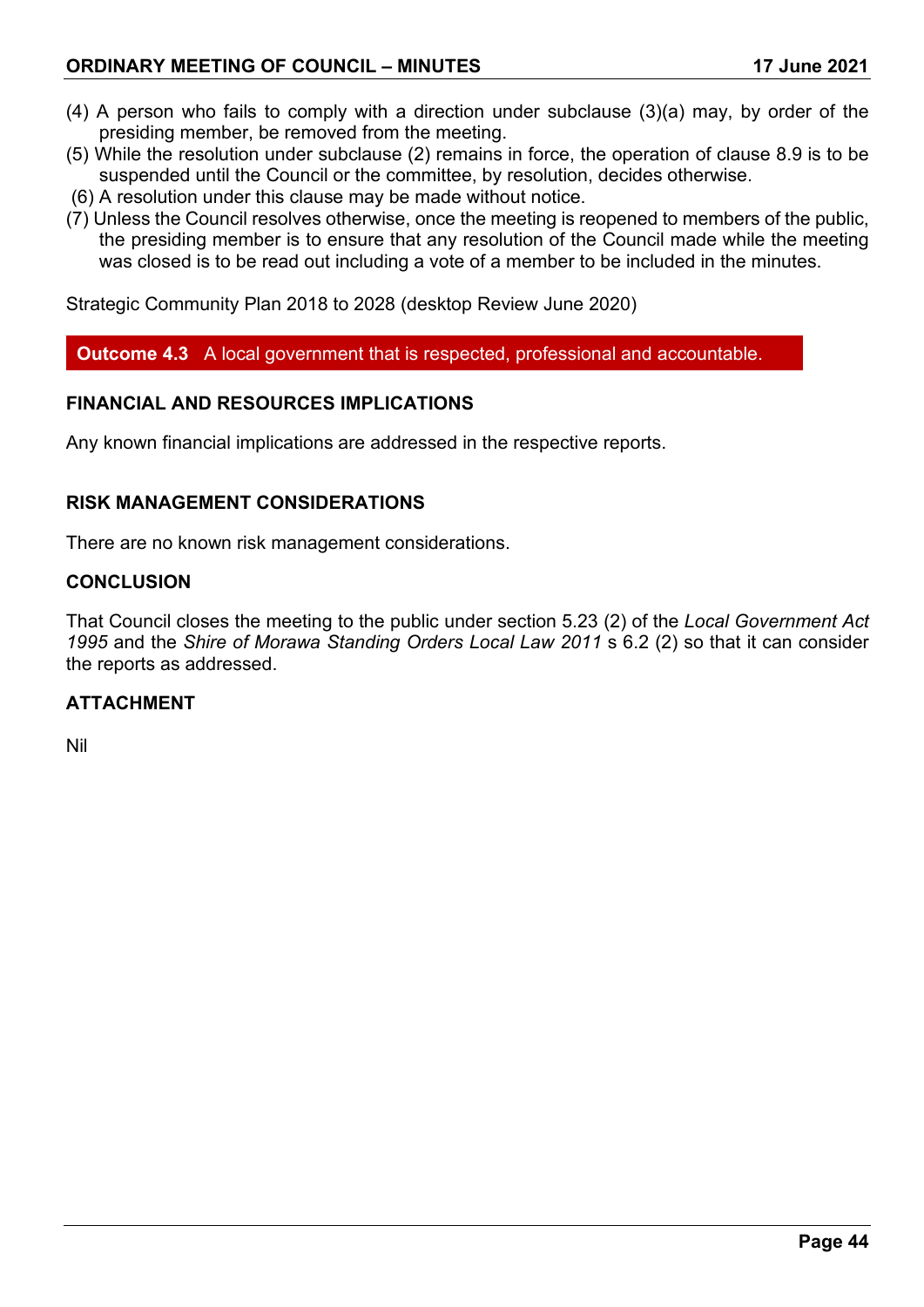(4) A person who fails to comply with a direction under subclause (3)(a) may, by order of the presiding member, be removed from the meeting.
(5) While the resolution under subclause (2) remains in force, the operation of clause 8.9 is to be suspended until the Council or the committee, by resolution, decides otherwise.
(6) A resolution under this clause may be made without notice.
(7) Unless the Council resolves otherwise, once the meeting is reopened to members of the public, the presiding member is to ensure that any resolution of the Council made while the meeting was closed is to be read out including a vote of a member to be included in the minutes.

Strategic Community Plan 2018 to 2028 (desktop Review June 2020)

**Outcome 4.3** A local government that is respected, professional and accountable.

### FINANCIAL AND RESOURCES IMPLICATIONS

Any known financial implications are addressed in the respective reports.

### RISK MANAGEMENT CONSIDERATIONS

There are no known risk management considerations.

### CONCLUSION

That Council closes the meeting to the public under section 5.23 (2) of the *Local Government Act 1995* and the *Shire of Morawa Standing Orders Local Law 2011* s 6.2 (2) so that it can consider the reports as addressed.

### ATTACHMENT

Nil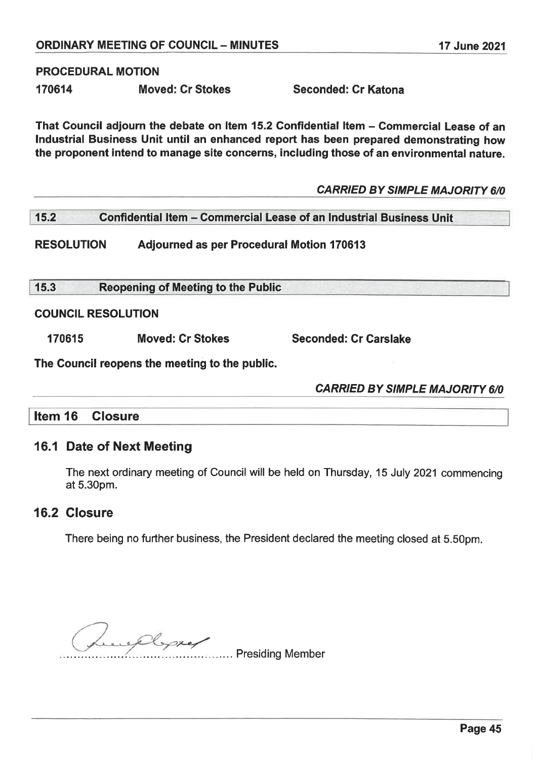**PROCEDURAL MOTION**

**170614 Moved: Cr Stokes Seconded: Cr Katona**

**That Council adjourn the debate on Item 15.2 Confidential Item – Commercial Lease of an Industrial Business Unit until an enhanced report has been prepared demonstrating how the proponent intend to manage site concerns, including those of an environmental nature.**

***CARRIED BY SIMPLE MAJORITY 6/0***

## 15.2 Confidential Item – Commercial Lease of an Industrial Business Unit

**RESOLUTION Adjourned as per Procedural Motion 170613**

## 15.3 Reopening of Meeting to the Public

**COUNCIL RESOLUTION**

**170615 Moved: Cr Stokes Seconded: Cr Carslake**

**The Council reopens the meeting to the public.**

***CARRIED BY SIMPLE MAJORITY 6/0***

## Item 16 Closure

### 16.1 Date of Next Meeting

The next ordinary meeting of Council will be held on Thursday, 15 July 2021 commencing at 5.30pm.

### 16.2 Closure

There being no further business, the President declared the meeting closed at 5.50pm.

............................................. Presiding Member